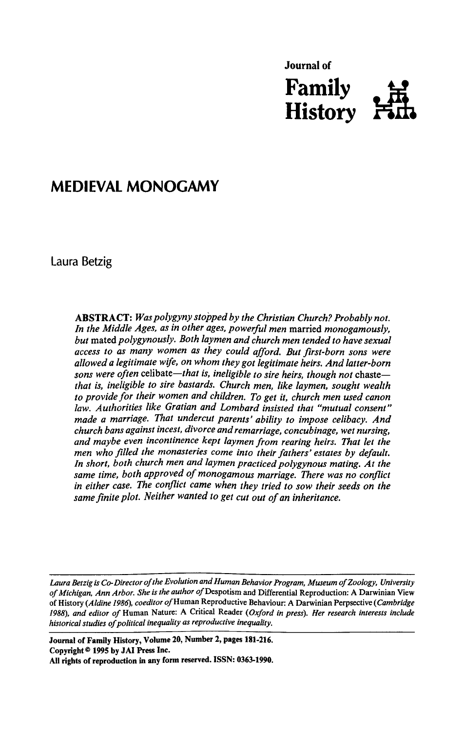Journal of

**Family History**

# MEDIEVAL MONOGAMY

Laura Betzig

**ABSTRACT:** *Was polygyny stopped by the Christian Church? Probably not. In the Middle Ages, as in other ages, powerful men* married *monogamously, but* mated *polygynously. Both laymen and church men tended to have sexual access to as many women as they could afford. But first-born sons were allowed a legitimate wife, on whom they got legitimate heirs. And latter-born sons were often* celibate*—that is, ineligible to sire heirs, though not* chaste*—that is, ineligible to sire bastards. Church men, like laymen, sought wealth to provide for their women and children. To get it, church men used canon law. Authorities like Gratian and Lombard insisted that "mutual consent" made a marriage. That undercut parents' ability to impose celibacy. And church bans against incest, divorce and remarriage, concubinage, wet nursing, and maybe even incontinence kept laymen from rearing heirs. That let the men who filled the monasteries come into their fathers' estates by default. In short, both church men and laymen practiced polygynous mating. At the same time, both approved of monogamous marriage. There was no conflict in either case. The conflict came when they tried to sow their seeds on the same finite plot. Neither wanted to get cut out of an inheritance.*

---

*Laura Betzig is Co-Director of the Evolution and Human Behavior Program, Museum of Zoology, University of Michigan, Ann Arbor. She is the author of* Despotism and Differential Reproduction: A Darwinian View of History *(Aldine 1986), coeditor of* Human Reproductive Behaviour: A Darwinian Perpsective *(Cambridge 1988), and editor of* Human Nature: A Critical Reader *(Oxford in press). Her research interests include historical studies of political inequality as reproductive inequality.*

---

**Journal of Family History, Volume 20, Number 2, pages 181-216.**
**Copyright © 1995 by JAI Press Inc.**
**All rights of reproduction in any form reserved. ISSN: 0363-1990.**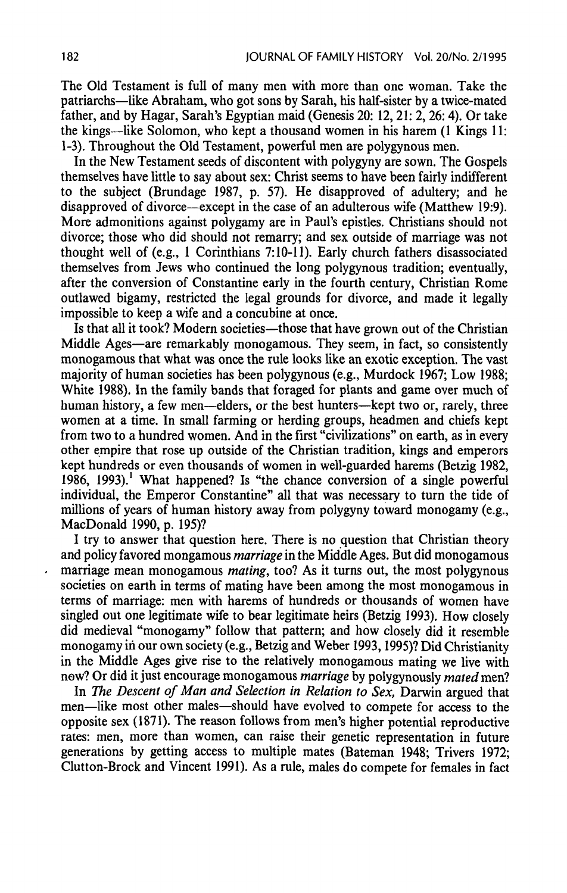The Old Testament is full of many men with more than one woman. Take the patriarchs—like Abraham, who got sons by Sarah, his half-sister by a twice-mated father, and by Hagar, Sarah's Egyptian maid (Genesis 20: 12, 21: 2, 26: 4). Or take the kings—like Solomon, who kept a thousand women in his harem (1 Kings 11: 1-3). Throughout the Old Testament, powerful men are polygynous men.

In the New Testament seeds of discontent with polygyny are sown. The Gospels themselves have little to say about sex: Christ seems to have been fairly indifferent to the subject (Brundage 1987, p. 57). He disapproved of adultery; and he disapproved of divorce—except in the case of an adulterous wife (Matthew 19:9). More admonitions against polygamy are in Paul's epistles. Christians should not divorce; those who did should not remarry; and sex outside of marriage was not thought well of (e.g., 1 Corinthians 7:10-11). Early church fathers disassociated themselves from Jews who continued the long polygynous tradition; eventually, after the conversion of Constantine early in the fourth century, Christian Rome outlawed bigamy, restricted the legal grounds for divorce, and made it legally impossible to keep a wife and a concubine at once.

Is that all it took? Modern societies—those that have grown out of the Christian Middle Ages—are remarkably monogamous. They seem, in fact, so consistently monogamous that what was once the rule looks like an exotic exception. The vast majority of human societies has been polygynous (e.g., Murdock 1967; Low 1988; White 1988). In the family bands that foraged for plants and game over much of human history, a few men—elders, or the best hunters—kept two or, rarely, three women at a time. In small farming or herding groups, headmen and chiefs kept from two to a hundred women. And in the first "civilizations" on earth, as in every other empire that rose up outside of the Christian tradition, kings and emperors kept hundreds or even thousands of women in well-guarded harems (Betzig 1982, 1986, 1993).[1] What happened? Is "the chance conversion of a single powerful individual, the Emperor Constantine" all that was necessary to turn the tide of millions of years of human history away from polygyny toward monogamy (e.g., MacDonald 1990, p. 195)?

I try to answer that question here. There is no question that Christian theory and policy favored mongamous *marriage* in the Middle Ages. But did monogamous marriage mean monogamous *mating*, too? As it turns out, the most polygynous societies on earth in terms of mating have been among the most monogamous in terms of marriage: men with harems of hundreds or thousands of women have singled out one legitimate wife to bear legitimate heirs (Betzig 1993). How closely did medieval "monogamy" follow that pattern; and how closely did it resemble monogamy in our own society (e.g., Betzig and Weber 1993, 1995)? Did Christianity in the Middle Ages give rise to the relatively monogamous mating we live with now? Or did it just encourage monogamous *marriage* by polygynously *mated* men?

In *The Descent of Man and Selection in Relation to Sex,* Darwin argued that men—like most other males—should have evolved to compete for access to the opposite sex (1871). The reason follows from men's higher potential reproductive rates: men, more than women, can raise their genetic representation in future generations by getting access to multiple mates (Bateman 1948; Trivers 1972; Clutton-Brock and Vincent 1991). As a rule, males do compete for females in fact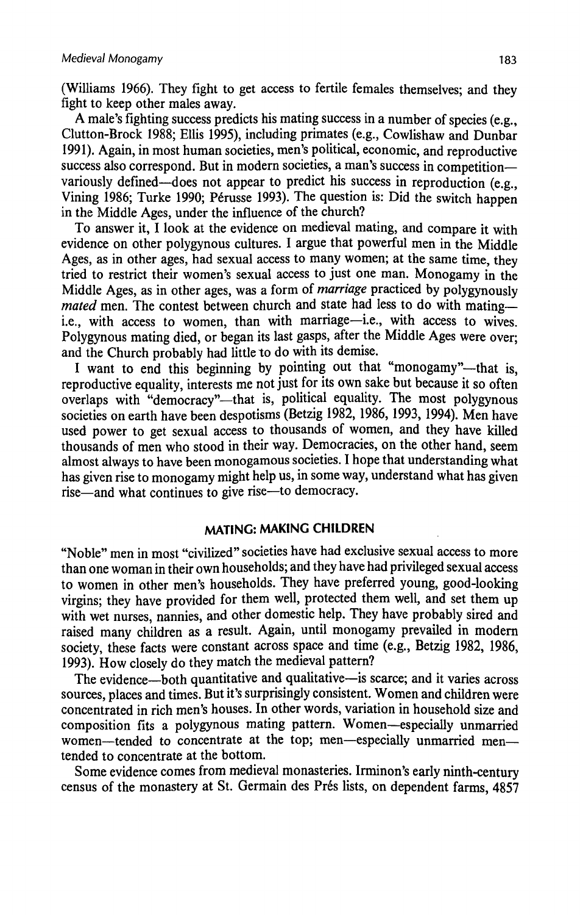(Williams 1966). They fight to get access to fertile females themselves; and they fight to keep other males away.

A male's fighting success predicts his mating success in a number of species (e.g., Clutton-Brock 1988; Ellis 1995), including primates (e.g., Cowlishaw and Dunbar 1991). Again, in most human societies, men's political, economic, and reproductive success also correspond. But in modern societies, a man's success in competition—variously defined—does not appear to predict his success in reproduction (e.g., Vining 1986; Turke 1990; Pérusse 1993). The question is: Did the switch happen in the Middle Ages, under the influence of the church?

To answer it, I look at the evidence on medieval mating, and compare it with evidence on other polygynous cultures. I argue that powerful men in the Middle Ages, as in other ages, had sexual access to many women; at the same time, they tried to restrict their women's sexual access to just one man. Monogamy in the Middle Ages, as in other ages, was a form of *marriage* practiced by polygynously *mated* men. The contest between church and state had less to do with mating—i.e., with access to women, than with marriage—i.e., with access to wives. Polygynous mating died, or began its last gasps, after the Middle Ages were over; and the Church probably had little to do with its demise.

I want to end this beginning by pointing out that "monogamy"—that is, reproductive equality, interests me not just for its own sake but because it so often overlaps with "democracy"—that is, political equality. The most polygynous societies on earth have been despotisms (Betzig 1982, 1986, 1993, 1994). Men have used power to get sexual access to thousands of women, and they have killed thousands of men who stood in their way. Democracies, on the other hand, seem almost always to have been monogamous societies. I hope that understanding what has given rise to monogamy might help us, in some way, understand what has given rise—and what continues to give rise—to democracy.

## MATING: MAKING CHILDREN

"Noble" men in most "civilized" societies have had exclusive sexual access to more than one woman in their own households; and they have had privileged sexual access to women in other men's households. They have preferred young, good-looking virgins; they have provided for them well, protected them well, and set them up with wet nurses, nannies, and other domestic help. They have probably sired and raised many children as a result. Again, until monogamy prevailed in modern society, these facts were constant across space and time (e.g., Betzig 1982, 1986, 1993). How closely do they match the medieval pattern?

The evidence—both quantitative and qualitative—is scarce; and it varies across sources, places and times. But it's surprisingly consistent. Women and children were concentrated in rich men's houses. In other words, variation in household size and composition fits a polygynous mating pattern. Women—especially unmarried women—tended to concentrate at the top; men—especially unmarried men—tended to concentrate at the bottom.

Some evidence comes from medieval monasteries. Irminon's early ninth-century census of the monastery at St. Germain des Prés lists, on dependent farms, 4857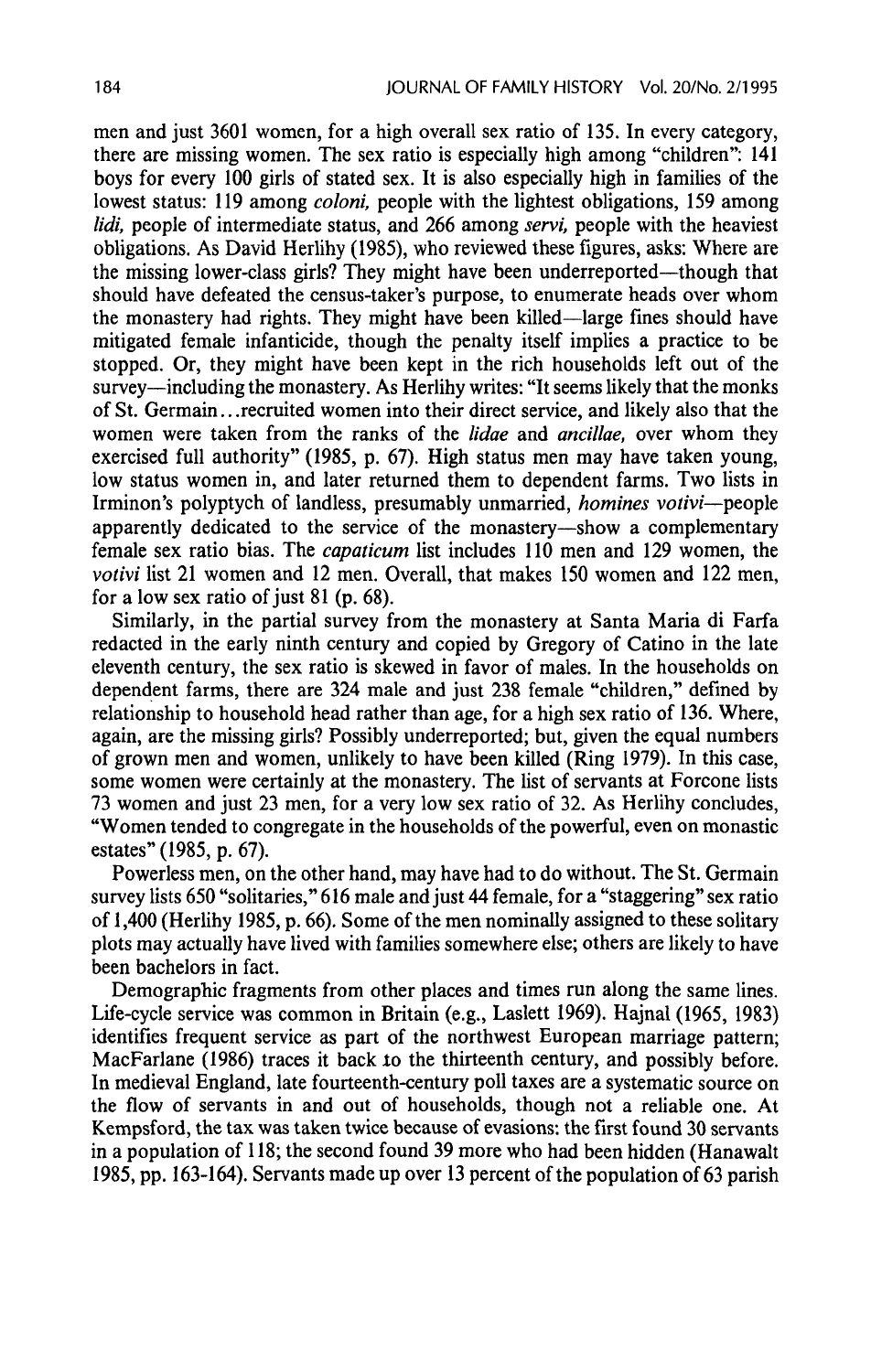men and just 3601 women, for a high overall sex ratio of 135. In every category, there are missing women. The sex ratio is especially high among "children": 141 boys for every 100 girls of stated sex. It is also especially high in families of the lowest status: 119 among *coloni*, people with the lightest obligations, 159 among *lidi*, people of intermediate status, and 266 among *servi*, people with the heaviest obligations. As David Herlihy (1985), who reviewed these figures, asks: Where are the missing lower-class girls? They might have been underreported—though that should have defeated the census-taker's purpose, to enumerate heads over whom the monastery had rights. They might have been killed—large fines should have mitigated female infanticide, though the penalty itself implies a practice to be stopped. Or, they might have been kept in the rich households left out of the survey—including the monastery. As Herlihy writes: "It seems likely that the monks of St. Germain...recruited women into their direct service, and likely also that the women were taken from the ranks of the *lidae* and *ancillae*, over whom they exercised full authority" (1985, p. 67). High status men may have taken young, low status women in, and later returned them to dependent farms. Two lists in Irminon's polyptych of landless, presumably unmarried, *homines votivi*—people apparently dedicated to the service of the monastery—show a complementary female sex ratio bias. The *capaticum* list includes 110 men and 129 women, the *votivi* list 21 women and 12 men. Overall, that makes 150 women and 122 men, for a low sex ratio of just 81 (p. 68).

Similarly, in the partial survey from the monastery at Santa Maria di Farfa redacted in the early ninth century and copied by Gregory of Catino in the late eleventh century, the sex ratio is skewed in favor of males. In the households on dependent farms, there are 324 male and just 238 female "children," defined by relationship to household head rather than age, for a high sex ratio of 136. Where, again, are the missing girls? Possibly underreported; but, given the equal numbers of grown men and women, unlikely to have been killed (Ring 1979). In this case, some women were certainly at the monastery. The list of servants at Forcone lists 73 women and just 23 men, for a very low sex ratio of 32. As Herlihy concludes, "Women tended to congregate in the households of the powerful, even on monastic estates" (1985, p. 67).

Powerless men, on the other hand, may have had to do without. The St. Germain survey lists 650 "solitaries," 616 male and just 44 female, for a "staggering" sex ratio of 1,400 (Herlihy 1985, p. 66). Some of the men nominally assigned to these solitary plots may actually have lived with families somewhere else; others are likely to have been bachelors in fact.

Demographic fragments from other places and times run along the same lines. Life-cycle service was common in Britain (e.g., Laslett 1969). Hajnal (1965, 1983) identifies frequent service as part of the northwest European marriage pattern; MacFarlane (1986) traces it back to the thirteenth century, and possibly before. In medieval England, late fourteenth-century poll taxes are a systematic source on the flow of servants in and out of households, though not a reliable one. At Kempsford, the tax was taken twice because of evasions: the first found 30 servants in a population of 118; the second found 39 more who had been hidden (Hanawalt 1985, pp. 163-164). Servants made up over 13 percent of the population of 63 parish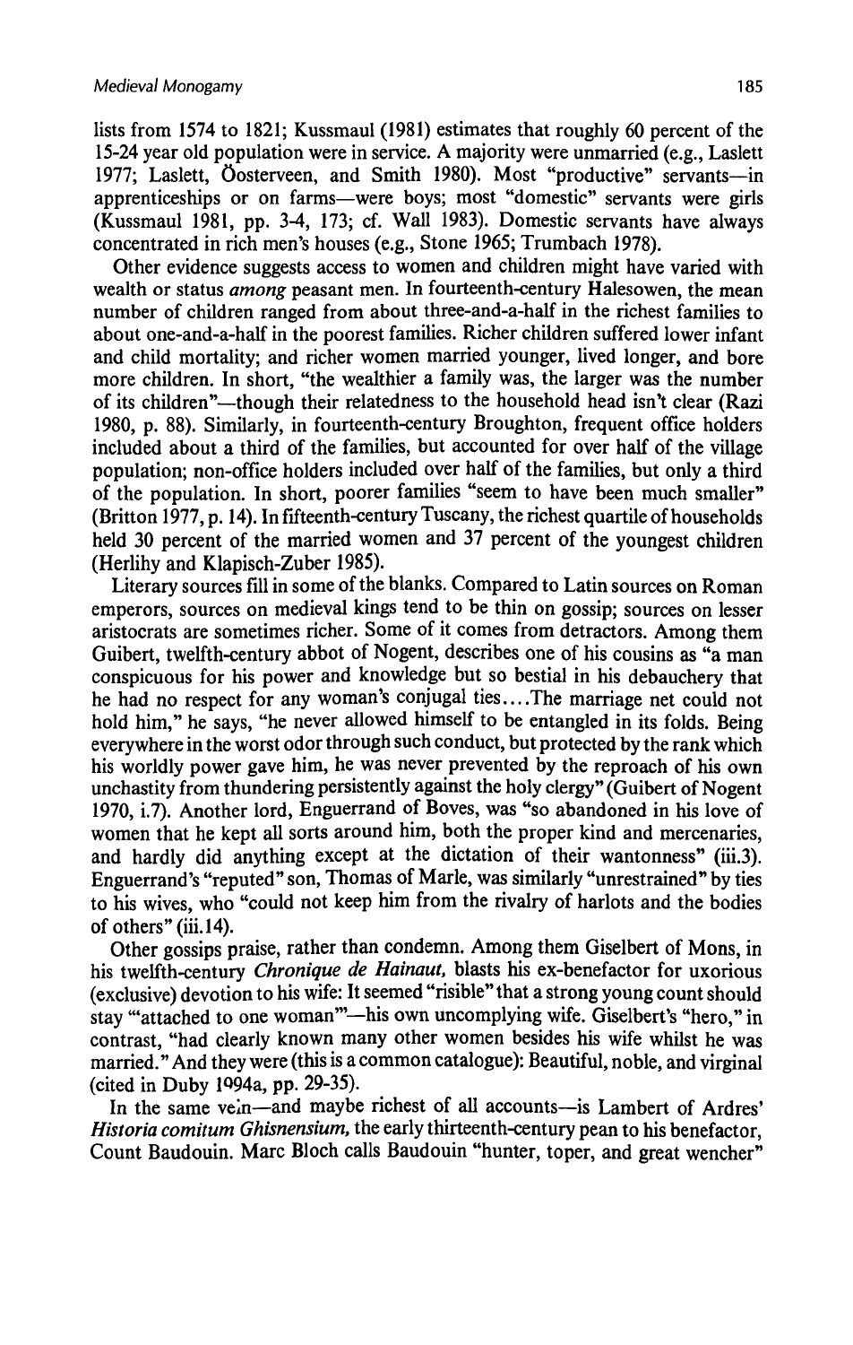lists from 1574 to 1821; Kussmaul (1981) estimates that roughly 60 percent of the 15-24 year old population were in service. A majority were unmarried (e.g., Laslett 1977; Laslett, Oosterveen, and Smith 1980). Most "productive" servants—in apprenticeships or on farms—were boys; most "domestic" servants were girls (Kussmaul 1981, pp. 3-4, 173; cf. Wall 1983). Domestic servants have always concentrated in rich men's houses (e.g., Stone 1965; Trumbach 1978).

Other evidence suggests access to women and children might have varied with wealth or status *among* peasant men. In fourteenth-century Halesowen, the mean number of children ranged from about three-and-a-half in the richest families to about one-and-a-half in the poorest families. Richer children suffered lower infant and child mortality; and richer women married younger, lived longer, and bore more children. In short, "the wealthier a family was, the larger was the number of its children"—though their relatedness to the household head isn't clear (Razi 1980, p. 88). Similarly, in fourteenth-century Broughton, frequent office holders included about a third of the families, but accounted for over half of the village population; non-office holders included over half of the families, but only a third of the population. In short, poorer families "seem to have been much smaller" (Britton 1977, p. 14). In fifteenth-century Tuscany, the richest quartile of households held 30 percent of the married women and 37 percent of the youngest children (Herlihy and Klapisch-Zuber 1985).

Literary sources fill in some of the blanks. Compared to Latin sources on Roman emperors, sources on medieval kings tend to be thin on gossip; sources on lesser aristocrats are sometimes richer. Some of it comes from detractors. Among them Guibert, twelfth-century abbot of Nogent, describes one of his cousins as "a man conspicuous for his power and knowledge but so bestial in his debauchery that he had no respect for any woman's conjugal ties....The marriage net could not hold him," he says, "he never allowed himself to be entangled in its folds. Being everywhere in the worst odor through such conduct, but protected by the rank which his worldly power gave him, he was never prevented by the reproach of his own unchastity from thundering persistently against the holy clergy" (Guibert of Nogent 1970, i.7). Another lord, Enguerrand of Boves, was "so abandoned in his love of women that he kept all sorts around him, both the proper kind and mercenaries, and hardly did anything except at the dictation of their wantonness" (iii.3). Enguerrand's "reputed" son, Thomas of Marle, was similarly "unrestrained" by ties to his wives, who "could not keep him from the rivalry of harlots and the bodies of others" (iii.14).

Other gossips praise, rather than condemn. Among them Giselbert of Mons, in his twelfth-century *Chronique de Hainaut,* blasts his ex-benefactor for uxorious (exclusive) devotion to his wife: It seemed "risible" that a strong young count should stay "'attached to one woman'"—his own uncomplying wife. Giselbert's "hero," in contrast, "had clearly known many other women besides his wife whilst he was married." And they were (this is a common catalogue): Beautiful, noble, and virginal (cited in Duby 1994a, pp. 29-35).

In the same vein—and maybe richest of all accounts—is Lambert of Ardres' *Historia comitum Ghisnensium,* the early thirteenth-century pean to his benefactor, Count Baudouin. Marc Bloch calls Baudouin "hunter, toper, and great wencher"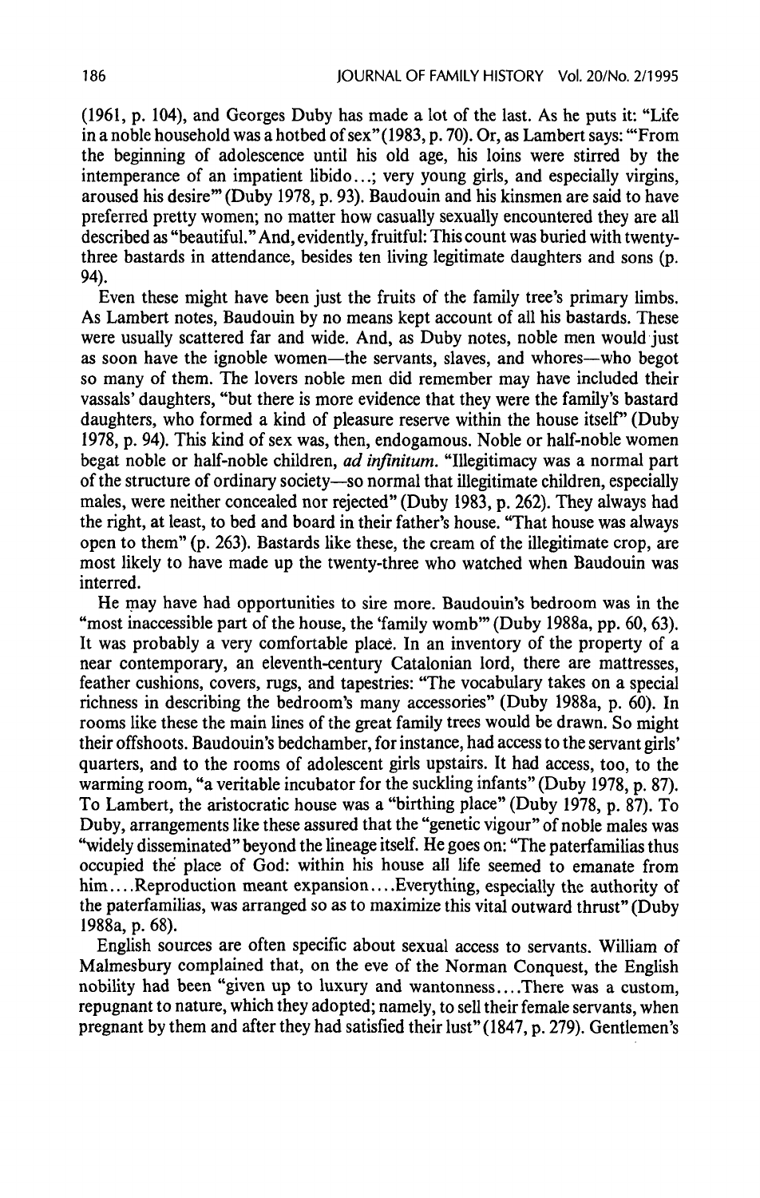(1961, p. 104), and Georges Duby has made a lot of the last. As he puts it: "Life in a noble household was a hotbed of sex" (1983, p. 70). Or, as Lambert says: "'From the beginning of adolescence until his old age, his loins were stirred by the intemperance of an impatient libido...; very young girls, and especially virgins, aroused his desire'" (Duby 1978, p. 93). Baudouin and his kinsmen are said to have preferred pretty women; no matter how casually sexually encountered they are all described as "beautiful." And, evidently, fruitful: This count was buried with twenty-three bastards in attendance, besides ten living legitimate daughters and sons (p. 94).

Even these might have been just the fruits of the family tree's primary limbs. As Lambert notes, Baudouin by no means kept account of all his bastards. These were usually scattered far and wide. And, as Duby notes, noble men would just as soon have the ignoble women—the servants, slaves, and whores—who begot so many of them. The lovers noble men did remember may have included their vassals' daughters, "but there is more evidence that they were the family's bastard daughters, who formed a kind of pleasure reserve within the house itself" (Duby 1978, p. 94). This kind of sex was, then, endogamous. Noble or half-noble women begat noble or half-noble children, *ad infinitum*. "Illegitimacy was a normal part of the structure of ordinary society—so normal that illegitimate children, especially males, were neither concealed nor rejected" (Duby 1983, p. 262). They always had the right, at least, to bed and board in their father's house. "That house was always open to them" (p. 263). Bastards like these, the cream of the illegitimate crop, are most likely to have made up the twenty-three who watched when Baudouin was interred.

He may have had opportunities to sire more. Baudouin's bedroom was in the "most inaccessible part of the house, the 'family womb'" (Duby 1988a, pp. 60, 63). It was probably a very comfortable place. In an inventory of the property of a near contemporary, an eleventh-century Catalonian lord, there are mattresses, feather cushions, covers, rugs, and tapestries: "The vocabulary takes on a special richness in describing the bedroom's many accessories" (Duby 1988a, p. 60). In rooms like these the main lines of the great family trees would be drawn. So might their offshoots. Baudouin's bedchamber, for instance, had access to the servant girls' quarters, and to the rooms of adolescent girls upstairs. It had access, too, to the warming room, "a veritable incubator for the suckling infants" (Duby 1978, p. 87). To Lambert, the aristocratic house was a "birthing place" (Duby 1978, p. 87). To Duby, arrangements like these assured that the "genetic vigour" of noble males was "widely disseminated" beyond the lineage itself. He goes on: "The paterfamilias thus occupied the place of God: within his house all life seemed to emanate from him....Reproduction meant expansion....Everything, especially the authority of the paterfamilias, was arranged so as to maximize this vital outward thrust" (Duby 1988a, p. 68).

English sources are often specific about sexual access to servants. William of Malmesbury complained that, on the eve of the Norman Conquest, the English nobility had been "given up to luxury and wantonness....There was a custom, repugnant to nature, which they adopted; namely, to sell their female servants, when pregnant by them and after they had satisfied their lust" (1847, p. 279). Gentlemen's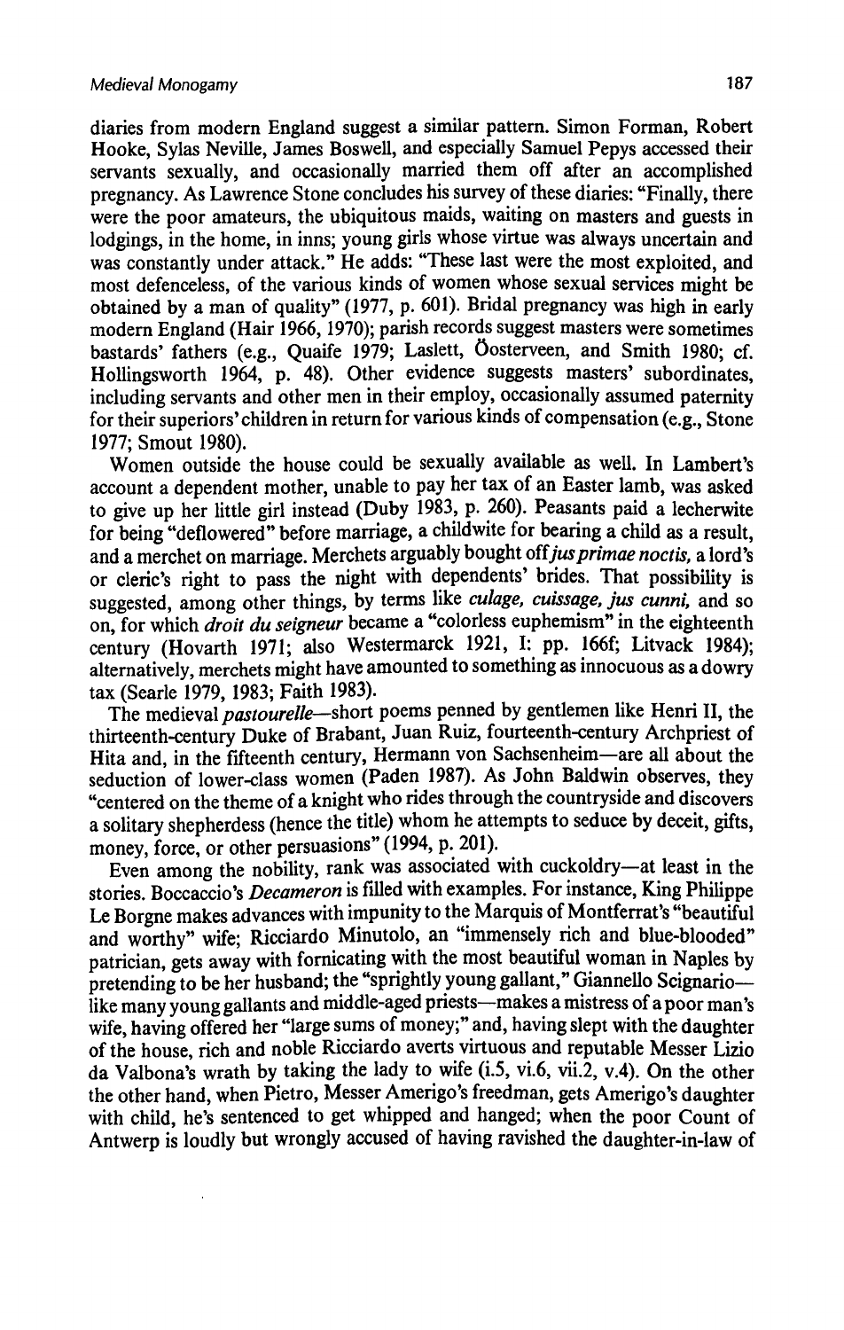diaries from modern England suggest a similar pattern. Simon Forman, Robert Hooke, Sylas Neville, James Boswell, and especially Samuel Pepys accessed their servants sexually, and occasionally married them off after an accomplished pregnancy. As Lawrence Stone concludes his survey of these diaries: "Finally, there were the poor amateurs, the ubiquitous maids, waiting on masters and guests in lodgings, in the home, in inns; young girls whose virtue was always uncertain and was constantly under attack." He adds: "These last were the most exploited, and most defenceless, of the various kinds of women whose sexual services might be obtained by a man of quality" (1977, p. 601). Bridal pregnancy was high in early modern England (Hair 1966, 1970); parish records suggest masters were sometimes bastards' fathers (e.g., Quaife 1979; Laslett, Öosterveen, and Smith 1980; cf. Hollingsworth 1964, p. 48). Other evidence suggests masters' subordinates, including servants and other men in their employ, occasionally assumed paternity for their superiors' children in return for various kinds of compensation (e.g., Stone 1977; Smout 1980).

Women outside the house could be sexually available as well. In Lambert's account a dependent mother, unable to pay her tax of an Easter lamb, was asked to give up her little girl instead (Duby 1983, p. 260). Peasants paid a lecherwite for being "deflowered" before marriage, a childwite for bearing a child as a result, and a merchet on marriage. Merchets arguably bought off *jus primae noctis*, a lord's or cleric's right to pass the night with dependents' brides. That possibility is suggested, among other things, by terms like *culage, cuissage, jus cunni*, and so on, for which *droit du seigneur* became a "colorless euphemism" in the eighteenth century (Hovarth 1971; also Westermarck 1921, I: pp. 166f; Litvack 1984); alternatively, merchets might have amounted to something as innocuous as a dowry tax (Searle 1979, 1983; Faith 1983).

The medieval *pastourelle*—short poems penned by gentlemen like Henri II, the thirteenth-century Duke of Brabant, Juan Ruiz, fourteenth-century Archpriest of Hita and, in the fifteenth century, Hermann von Sachsenheim—are all about the seduction of lower-class women (Paden 1987). As John Baldwin observes, they "centered on the theme of a knight who rides through the countryside and discovers a solitary shepherdess (hence the title) whom he attempts to seduce by deceit, gifts, money, force, or other persuasions" (1994, p. 201).

Even among the nobility, rank was associated with cuckoldry—at least in the stories. Boccaccio's *Decameron* is filled with examples. For instance, King Philippe Le Borgne makes advances with impunity to the Marquis of Montferrat's "beautiful and worthy" wife; Ricciardo Minutolo, an "immensely rich and blue-blooded" patrician, gets away with fornicating with the most beautiful woman in Naples by pretending to be her husband; the "sprightly young gallant," Giannello Scignario—like many young gallants and middle-aged priests—makes a mistress of a poor man's wife, having offered her "large sums of money;" and, having slept with the daughter of the house, rich and noble Ricciardo averts virtuous and reputable Messer Lizio da Valbona's wrath by taking the lady to wife (i.5, vi.6, vii.2, v.4). On the other the other hand, when Pietro, Messer Amerigo's freedman, gets Amerigo's daughter with child, he's sentenced to get whipped and hanged; when the poor Count of Antwerp is loudly but wrongly accused of having ravished the daughter-in-law of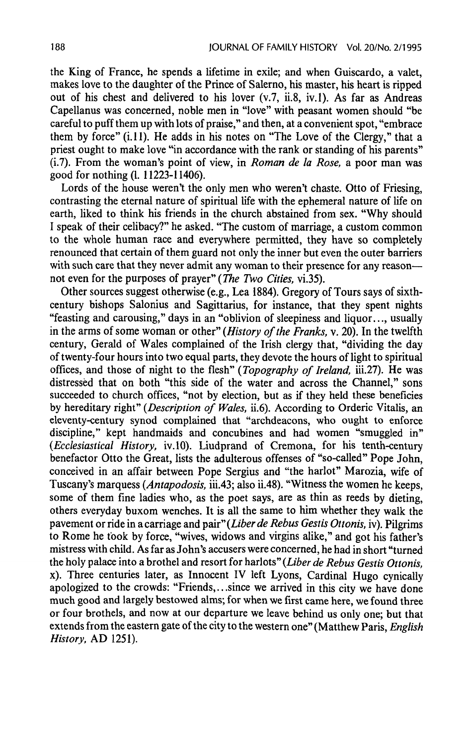the King of France, he spends a lifetime in exile; and when Guiscardo, a valet, makes love to the daughter of the Prince of Salerno, his master, his heart is ripped out of his chest and delivered to his lover (v.7, ii.8, iv.1). As far as Andreas Capellanus was concerned, noble men in "love" with peasant women should "be careful to puff them up with lots of praise," and then, at a convenient spot, "embrace them by force" (i.11). He adds in his notes on "The Love of the Clergy," that a priest ought to make love "in accordance with the rank or standing of his parents" (i.7). From the woman's point of view, in *Roman de la Rose*, a poor man was good for nothing (l. 11223-11406).

Lords of the house weren't the only men who weren't chaste. Otto of Friesing, contrasting the eternal nature of spiritual life with the ephemeral nature of life on earth, liked to think his friends in the church abstained from sex. "Why should I speak of their celibacy?" he asked. "The custom of marriage, a custom common to the whole human race and everywhere permitted, they have so completely renounced that certain of them guard not only the inner but even the outer barriers with such care that they never admit any woman to their presence for any reason—not even for the purposes of prayer" (*The Two Cities*, vi.35).

Other sources suggest otherwise (e.g., Lea 1884). Gregory of Tours says of sixth-century bishops Salonius and Sagittarius, for instance, that they spent nights "feasting and carousing," days in an "oblivion of sleepiness and liquor..., usually in the arms of some woman or other" (*History of the Franks*, v. 20). In the twelfth century, Gerald of Wales complained of the Irish clergy that, "dividing the day of twenty-four hours into two equal parts, they devote the hours of light to spiritual offices, and those of night to the flesh" (*Topography of Ireland*, iii.27). He was distressed that on both "this side of the water and across the Channel," sons succeeded to church offices, "not by election, but as if they held these beneficies by hereditary right" (*Description of Wales*, ii.6). According to Orderic Vitalis, an eleventy-century synod complained that "archdeacons, who ought to enforce discipline," kept handmaids and concubines and had women "smuggled in" (*Ecclesiastical History*, iv.10). Liudprand of Cremona, for his tenth-century benefactor Otto the Great, lists the adulterous offenses of "so-called" Pope John, conceived in an affair between Pope Sergius and "the harlot" Marozia, wife of Tuscany's marquess (*Antapodosis*, iii.43; also ii.48). "Witness the women he keeps, some of them fine ladies who, as the poet says, are as thin as reeds by dieting, others everyday buxom wenches. It is all the same to him whether they walk the pavement or ride in a carriage and pair" (*Liber de Rebus Gestis Ottonis*, iv). Pilgrims to Rome he took by force, "wives, widows and virgins alike," and got his father's mistress with child. As far as John's accusers were concerned, he had in short "turned the holy palace into a brothel and resort for harlots" (*Liber de Rebus Gestis Ottonis*, x). Three centuries later, as Innocent IV left Lyons, Cardinal Hugo cynically apologized to the crowds: "Friends,...since we arrived in this city we have done much good and largely bestowed alms; for when we first came here, we found three or four brothels, and now at our departure we leave behind us only one; but that extends from the eastern gate of the city to the western one" (Matthew Paris, *English History*, AD 1251).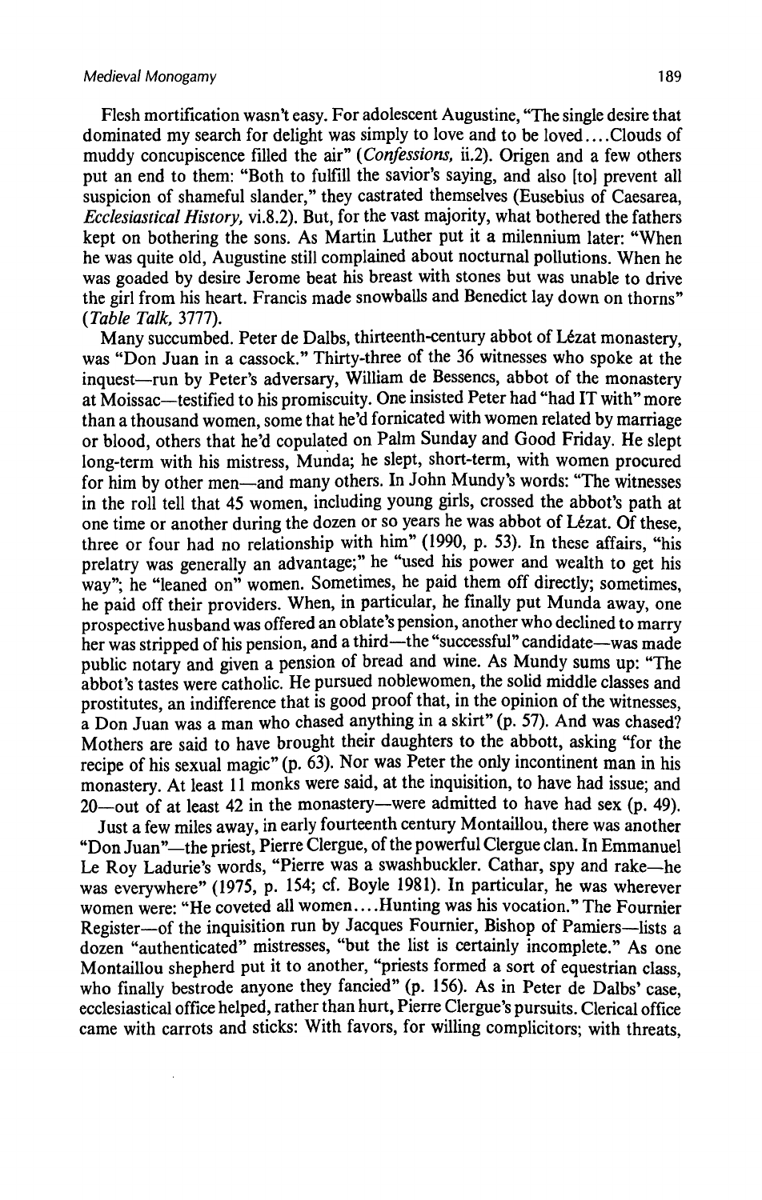Flesh mortification wasn't easy. For adolescent Augustine, "The single desire that dominated my search for delight was simply to love and to be loved....Clouds of muddy concupiscence filled the air" (*Confessions*, ii.2). Origen and a few others put an end to them: "Both to fulfill the savior's saying, and also [to] prevent all suspicion of shameful slander," they castrated themselves (Eusebius of Caesarea, *Ecclesiastical History*, vi.8.2). But, for the vast majority, what bothered the fathers kept on bothering the sons. As Martin Luther put it a millennium later: "When he was quite old, Augustine still complained about nocturnal pollutions. When he was goaded by desire Jerome beat his breast with stones but was unable to drive the girl from his heart. Francis made snowballs and Benedict lay down on thorns" (*Table Talk*, 3777).

Many succumbed. Peter de Dalbs, thirteenth-century abbot of Lézat monastery, was "Don Juan in a cassock." Thirty-three of the 36 witnesses who spoke at the inquest—run by Peter's adversary, William de Bessencs, abbot of the monastery at Moissac—testified to his promiscuity. One insisted Peter had "had IT with" more than a thousand women, some that he'd fornicated with women related by marriage or blood, others that he'd copulated on Palm Sunday and Good Friday. He slept long-term with his mistress, Munda; he slept, short-term, with women procured for him by other men—and many others. In John Mundy's words: "The witnesses in the roll tell that 45 women, including young girls, crossed the abbot's path at one time or another during the dozen or so years he was abbot of Lézat. Of these, three or four had no relationship with him" (1990, p. 53). In these affairs, "his prelatry was generally an advantage;" he "used his power and wealth to get his way"; he "leaned on" women. Sometimes, he paid them off directly; sometimes, he paid off their providers. When, in particular, he finally put Munda away, one prospective husband was offered an oblate's pension, another who declined to marry her was stripped of his pension, and a third—the "successful" candidate—was made public notary and given a pension of bread and wine. As Mundy sums up: "The abbot's tastes were catholic. He pursued noblewomen, the solid middle classes and prostitutes, an indifference that is good proof that, in the opinion of the witnesses, a Don Juan was a man who chased anything in a skirt" (p. 57). And was chased? Mothers are said to have brought their daughters to the abbott, asking "for the recipe of his sexual magic" (p. 63). Nor was Peter the only incontinent man in his monastery. At least 11 monks were said, at the inquisition, to have had issue; and 20—out of at least 42 in the monastery—were admitted to have had sex (p. 49).

Just a few miles away, in early fourteenth century Montaillou, there was another "Don Juan"—the priest, Pierre Clergue, of the powerful Clergue clan. In Emmanuel Le Roy Ladurie's words, "Pierre was a swashbuckler. Cathar, spy and rake—he was everywhere" (1975, p. 154; cf. Boyle 1981). In particular, he was wherever women were: "He coveted all women....Hunting was his vocation." The Fournier Register—of the inquisition run by Jacques Fournier, Bishop of Pamiers—lists a dozen "authenticated" mistresses, "but the list is certainly incomplete." As one Montaillou shepherd put it to another, "priests formed a sort of equestrian class, who finally bestrode anyone they fancied" (p. 156). As in Peter de Dalbs' case, ecclesiastical office helped, rather than hurt, Pierre Clergue's pursuits. Clerical office came with carrots and sticks: With favors, for willing complicitors; with threats,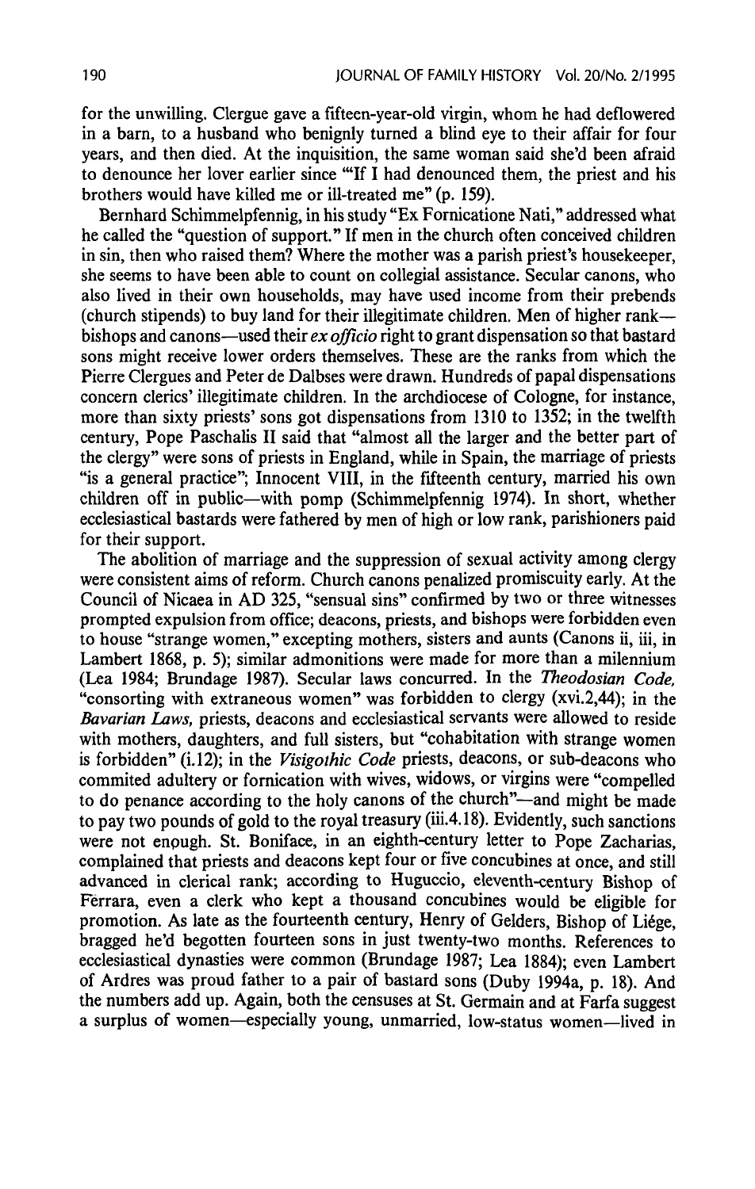for the unwilling. Clergue gave a fifteen-year-old virgin, whom he had deflowered in a barn, to a husband who benignly turned a blind eye to their affair for four years, and then died. At the inquisition, the same woman said she'd been afraid to denounce her lover earlier since "'If I had denounced them, the priest and his brothers would have killed me or ill-treated me" (p. 159).

Bernhard Schimmelpfennig, in his study "Ex Fornicatione Nati," addressed what he called the "question of support." If men in the church often conceived children in sin, then who raised them? Where the mother was a parish priest's housekeeper, she seems to have been able to count on collegial assistance. Secular canons, who also lived in their own households, may have used income from their prebends (church stipends) to buy land for their illegitimate children. Men of higher rank—bishops and canons—used their *ex officio* right to grant dispensation so that bastard sons might receive lower orders themselves. These are the ranks from which the Pierre Clergues and Peter de Dalbses were drawn. Hundreds of papal dispensations concern clerics' illegitimate children. In the archdiocese of Cologne, for instance, more than sixty priests' sons got dispensations from 1310 to 1352; in the twelfth century, Pope Paschalis II said that "almost all the larger and the better part of the clergy" were sons of priests in England, while in Spain, the marriage of priests "is a general practice"; Innocent VIII, in the fifteenth century, married his own children off in public—with pomp (Schimmelpfennig 1974). In short, whether ecclesiastical bastards were fathered by men of high or low rank, parishioners paid for their support.

The abolition of marriage and the suppression of sexual activity among clergy were consistent aims of reform. Church canons penalized promiscuity early. At the Council of Nicaea in AD 325, "sensual sins" confirmed by two or three witnesses prompted expulsion from office; deacons, priests, and bishops were forbidden even to house "strange women," excepting mothers, sisters and aunts (Canons ii, iii, in Lambert 1868, p. 5); similar admonitions were made for more than a millennium (Lea 1984; Brundage 1987). Secular laws concurred. In the *Theodosian Code*, "consorting with extraneous women" was forbidden to clergy (xvi.2,44); in the *Bavarian Laws*, priests, deacons and ecclesiastical servants were allowed to reside with mothers, daughters, and full sisters, but "cohabitation with strange women is forbidden" (i.12); in the *Visigothic Code* priests, deacons, or sub-deacons who commited adultery or fornication with wives, widows, or virgins were "compelled to do penance according to the holy canons of the church"—and might be made to pay two pounds of gold to the royal treasury (iii.4.18). Evidently, such sanctions were not enough. St. Boniface, in an eighth-century letter to Pope Zacharias, complained that priests and deacons kept four or five concubines at once, and still advanced in clerical rank; according to Huguccio, eleventh-century Bishop of Ferrara, even a clerk who kept a thousand concubines would be eligible for promotion. As late as the fourteenth century, Henry of Gelders, Bishop of Liége, bragged he'd begotten fourteen sons in just twenty-two months. References to ecclesiastical dynasties were common (Brundage 1987; Lea 1884); even Lambert of Ardres was proud father to a pair of bastard sons (Duby 1994a, p. 18). And the numbers add up. Again, both the censuses at St. Germain and at Farfa suggest a surplus of women—especially young, unmarried, low-status women—lived in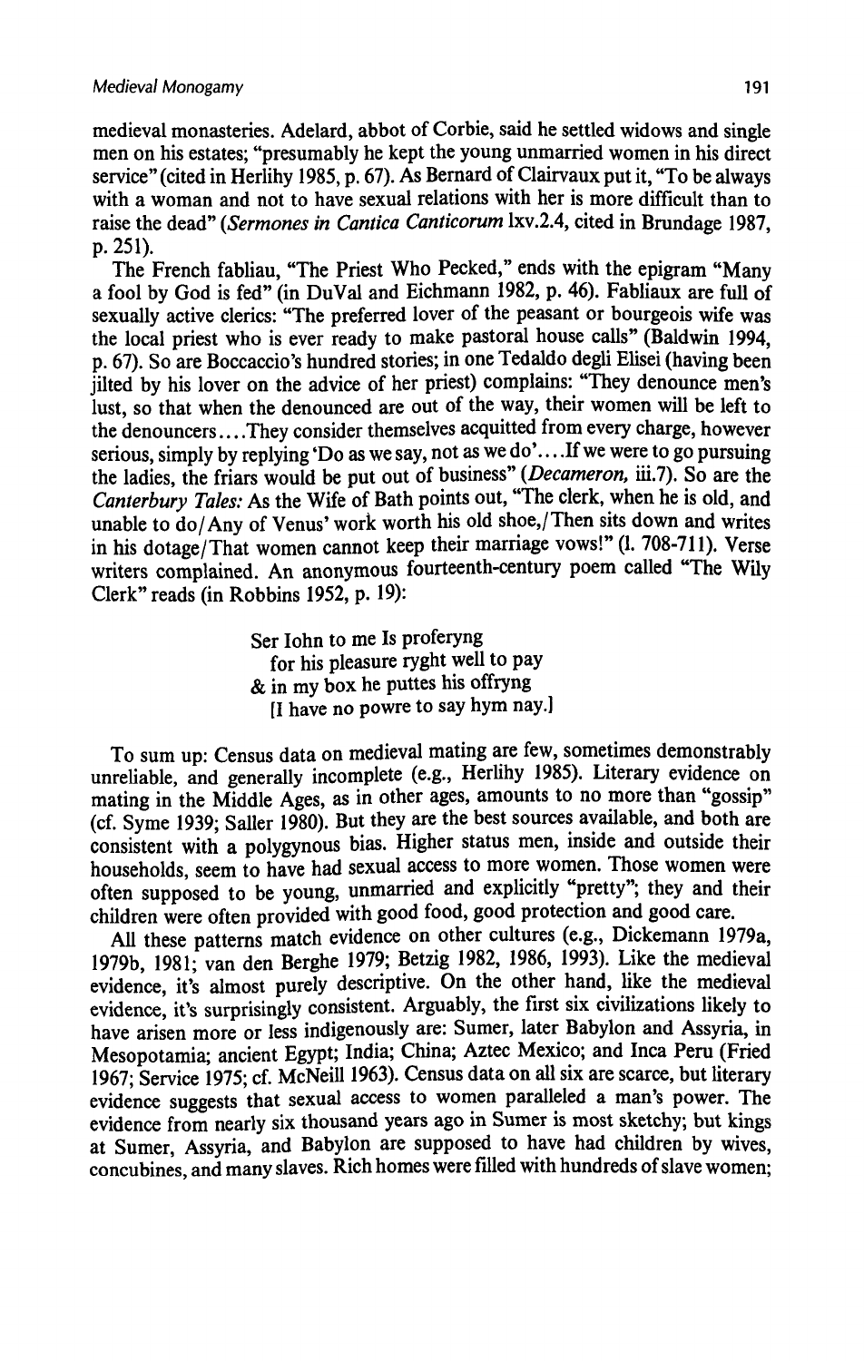medieval monasteries. Adelard, abbot of Corbie, said he settled widows and single men on his estates; "presumably he kept the young unmarried women in his direct service" (cited in Herlihy 1985, p. 67). As Bernard of Clairvaux put it, "To be always with a woman and not to have sexual relations with her is more difficult than to raise the dead" (*Sermones in Cantica Canticorum* lxv.2.4, cited in Brundage 1987, p. 251).

The French fabliau, "The Priest Who Pecked," ends with the epigram "Many a fool by God is fed" (in DuVal and Eichmann 1982, p. 46). Fabliaux are full of sexually active clerics: "The preferred lover of the peasant or bourgeois wife was the local priest who is ever ready to make pastoral house calls" (Baldwin 1994, p. 67). So are Boccaccio's hundred stories; in one Tedaldo degli Elisei (having been jilted by his lover on the advice of her priest) complains: "They denounce men's lust, so that when the denounced are out of the way, their women will be left to the denouncers.... They consider themselves acquitted from every charge, however serious, simply by replying 'Do as we say, not as we do'.... If we were to go pursuing the ladies, the friars would be put out of business" (*Decameron,* iii.7). So are the *Canterbury Tales:* As the Wife of Bath points out, "The clerk, when he is old, and unable to do/Any of Venus' work worth his old shoe,/Then sits down and writes in his dotage/That women cannot keep their marriage vows!" (l. 708-711). Verse writers complained. An anonymous fourteenth-century poem called "The Wily Clerk" reads (in Robbins 1952, p. 19):

> Ser Iohn to me Is proferyng
> for his pleasure ryght well to pay
> & in my box he puttes his offryng
> [I have no powre to say hym nay.]

To sum up: Census data on medieval mating are few, sometimes demonstrably unreliable, and generally incomplete (e.g., Herlihy 1985). Literary evidence on mating in the Middle Ages, as in other ages, amounts to no more than "gossip" (cf. Syme 1939; Saller 1980). But they are the best sources available, and both are consistent with a polygynous bias. Higher status men, inside and outside their households, seem to have had sexual access to more women. Those women were often supposed to be young, unmarried and explicitly "pretty"; they and their children were often provided with good food, good protection and good care.

All these patterns match evidence on other cultures (e.g., Dickemann 1979a, 1979b, 1981; van den Berghe 1979; Betzig 1982, 1986, 1993). Like the medieval evidence, it's almost purely descriptive. On the other hand, like the medieval evidence, it's surprisingly consistent. Arguably, the first six civilizations likely to have arisen more or less indigenously are: Sumer, later Babylon and Assyria, in Mesopotamia; ancient Egypt; India; China; Aztec Mexico; and Inca Peru (Fried 1967; Service 1975; cf. McNeill 1963). Census data on all six are scarce, but literary evidence suggests that sexual access to women paralleled a man's power. The evidence from nearly six thousand years ago in Sumer is most sketchy; but kings at Sumer, Assyria, and Babylon are supposed to have had children by wives, concubines, and many slaves. Rich homes were filled with hundreds of slave women;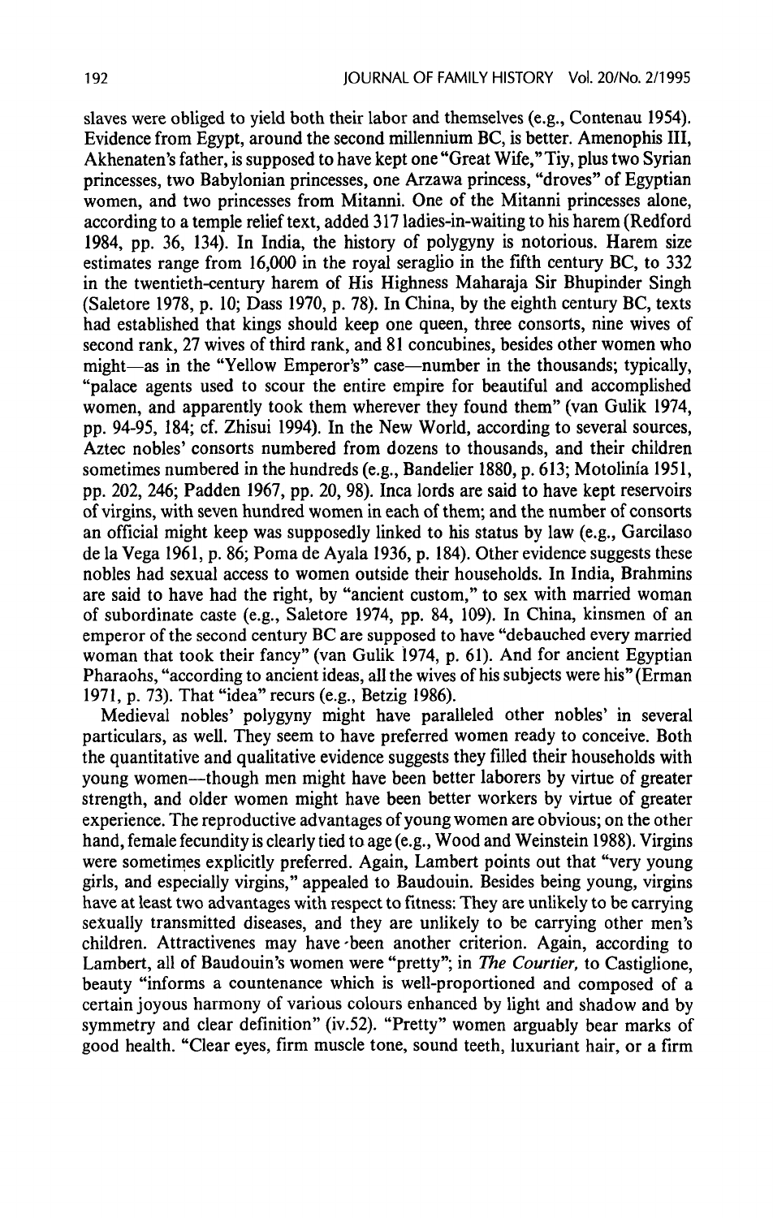slaves were obliged to yield both their labor and themselves (e.g., Contenau 1954). Evidence from Egypt, around the second millennium BC, is better. Amenophis III, Akhenaten's father, is supposed to have kept one "Great Wife," Tiy, plus two Syrian princesses, two Babylonian princesses, one Arzawa princess, "droves" of Egyptian women, and two princesses from Mitanni. One of the Mitanni princesses alone, according to a temple relief text, added 317 ladies-in-waiting to his harem (Redford 1984, pp. 36, 134). In India, the history of polygyny is notorious. Harem size estimates range from 16,000 in the royal seraglio in the fifth century BC, to 332 in the twentieth-century harem of His Highness Maharaja Sir Bhupinder Singh (Saletore 1978, p. 10; Dass 1970, p. 78). In China, by the eighth century BC, texts had established that kings should keep one queen, three consorts, nine wives of second rank, 27 wives of third rank, and 81 concubines, besides other women who might—as in the "Yellow Emperor's" case—number in the thousands; typically, "palace agents used to scour the entire empire for beautiful and accomplished women, and apparently took them wherever they found them" (van Gulik 1974, pp. 94-95, 184; cf. Zhisui 1994). In the New World, according to several sources, Aztec nobles' consorts numbered from dozens to thousands, and their children sometimes numbered in the hundreds (e.g., Bandelier 1880, p. 613; Motolinía 1951, pp. 202, 246; Padden 1967, pp. 20, 98). Inca lords are said to have kept reservoirs of virgins, with seven hundred women in each of them; and the number of consorts an official might keep was supposedly linked to his status by law (e.g., Garcilaso de la Vega 1961, p. 86; Poma de Ayala 1936, p. 184). Other evidence suggests these nobles had sexual access to women outside their households. In India, Brahmins are said to have had the right, by "ancient custom," to sex with married woman of subordinate caste (e.g., Saletore 1974, pp. 84, 109). In China, kinsmen of an emperor of the second century BC are supposed to have "debauched every married woman that took their fancy" (van Gulik 1974, p. 61). And for ancient Egyptian Pharaohs, "according to ancient ideas, all the wives of his subjects were his" (Erman 1971, p. 73). That "idea" recurs (e.g., Betzig 1986).

Medieval nobles' polygyny might have paralleled other nobles' in several particulars, as well. They seem to have preferred women ready to conceive. Both the quantitative and qualitative evidence suggests they filled their households with young women—though men might have been better laborers by virtue of greater strength, and older women might have been better workers by virtue of greater experience. The reproductive advantages of young women are obvious; on the other hand, female fecundity is clearly tied to age (e.g., Wood and Weinstein 1988). Virgins were sometimes explicitly preferred. Again, Lambert points out that "very young girls, and especially virgins," appealed to Baudouin. Besides being young, virgins have at least two advantages with respect to fitness: They are unlikely to be carrying sexually transmitted diseases, and they are unlikely to be carrying other men's children. Attractivenes may have been another criterion. Again, according to Lambert, all of Baudouin's women were "pretty"; in *The Courtier*, to Castiglione, beauty "informs a countenance which is well-proportioned and composed of a certain joyous harmony of various colours enhanced by light and shadow and by symmetry and clear definition" (iv.52). "Pretty" women arguably bear marks of good health. "Clear eyes, firm muscle tone, sound teeth, luxuriant hair, or a firm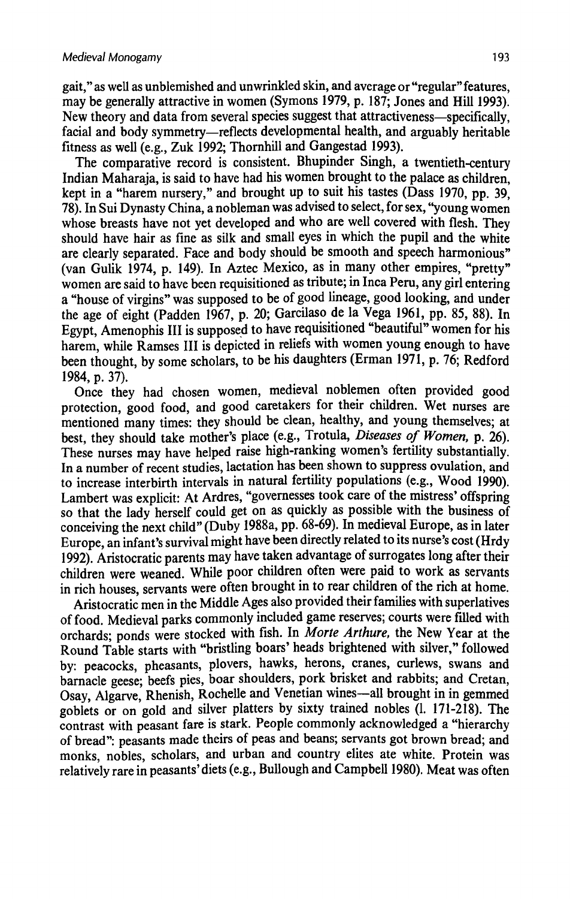gait," as well as unblemished and unwrinkled skin, and average or "regular" features, may be generally attractive in women (Symons 1979, p. 187; Jones and Hill 1993). New theory and data from several species suggest that attractiveness—specifically, facial and body symmetry—reflects developmental health, and arguably heritable fitness as well (e.g., Zuk 1992; Thornhill and Gangestad 1993).

The comparative record is consistent. Bhupinder Singh, a twentieth-century Indian Maharaja, is said to have had his women brought to the palace as children, kept in a "harem nursery," and brought up to suit his tastes (Dass 1970, pp. 39, 78). In Sui Dynasty China, a nobleman was advised to select, for sex, "young women whose breasts have not yet developed and who are well covered with flesh. They should have hair as fine as silk and small eyes in which the pupil and the white are clearly separated. Face and body should be smooth and speech harmonious" (van Gulik 1974, p. 149). In Aztec Mexico, as in many other empires, "pretty" women are said to have been requisitioned as tribute; in Inca Peru, any girl entering a "house of virgins" was supposed to be of good lineage, good looking, and under the age of eight (Padden 1967, p. 20; Garcilaso de la Vega 1961, pp. 85, 88). In Egypt, Amenophis III is supposed to have requisitioned "beautiful" women for his harem, while Ramses III is depicted in reliefs with women young enough to have been thought, by some scholars, to be his daughters (Erman 1971, p. 76; Redford 1984, p. 37).

Once they had chosen women, medieval noblemen often provided good protection, good food, and good caretakers for their children. Wet nurses are mentioned many times: they should be clean, healthy, and young themselves; at best, they should take mother's place (e.g., Trotula, *Diseases of Women*, p. 26). These nurses may have helped raise high-ranking women's fertility substantially. In a number of recent studies, lactation has been shown to suppress ovulation, and to increase interbirth intervals in natural fertility populations (e.g., Wood 1990). Lambert was explicit: At Ardres, "governesses took care of the mistress' offspring so that the lady herself could get on as quickly as possible with the business of conceiving the next child" (Duby 1988a, pp. 68-69). In medieval Europe, as in later Europe, an infant's survival might have been directly related to its nurse's cost (Hrdy 1992). Aristocratic parents may have taken advantage of surrogates long after their children were weaned. While poor children often were paid to work as servants in rich houses, servants were often brought in to rear children of the rich at home.

Aristocratic men in the Middle Ages also provided their families with superlatives of food. Medieval parks commonly included game reserves; courts were filled with orchards; ponds were stocked with fish. In *Morte Arthure*, the New Year at the Round Table starts with "bristling boars' heads brightened with silver," followed by: peacocks, pheasants, plovers, hawks, herons, cranes, curlews, swans and barnacle geese; beefs pies, boar shoulders, pork brisket and rabbits; and Cretan, Osay, Algarve, Rhenish, Rochelle and Venetian wines—all brought in in gemmed goblets or on gold and silver platters by sixty trained nobles (l. 171-218). The contrast with peasant fare is stark. People commonly acknowledged a "hierarchy of bread": peasants made theirs of peas and beans; servants got brown bread; and monks, nobles, scholars, and urban and country elites ate white. Protein was relatively rare in peasants' diets (e.g., Bullough and Campbell 1980). Meat was often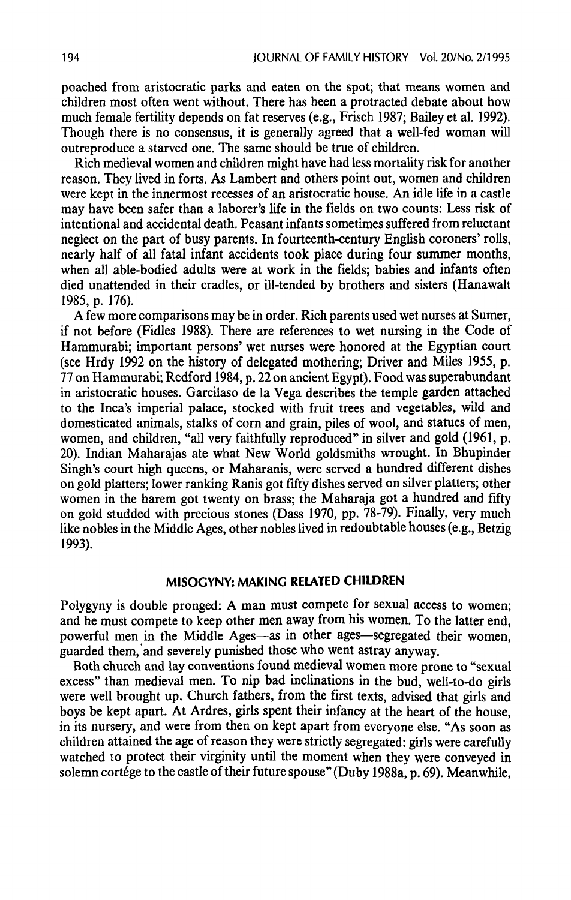poached from aristocratic parks and eaten on the spot; that means women and children most often went without. There has been a protracted debate about how much female fertility depends on fat reserves (e.g., Frisch 1987; Bailey et al. 1992). Though there is no consensus, it is generally agreed that a well-fed woman will outreproduce a starved one. The same should be true of children.

Rich medieval women and children might have had less mortality risk for another reason. They lived in forts. As Lambert and others point out, women and children were kept in the innermost recesses of an aristocratic house. An idle life in a castle may have been safer than a laborer's life in the fields on two counts: Less risk of intentional and accidental death. Peasant infants sometimes suffered from reluctant neglect on the part of busy parents. In fourteenth-century English coroners' rolls, nearly half of all fatal infant accidents took place during four summer months, when all able-bodied adults were at work in the fields; babies and infants often died unattended in their cradles, or ill-tended by brothers and sisters (Hanawalt 1985, p. 176).

A few more comparisons may be in order. Rich parents used wet nurses at Sumer, if not before (Fidles 1988). There are references to wet nursing in the Code of Hammurabi; important persons' wet nurses were honored at the Egyptian court (see Hrdy 1992 on the history of delegated mothering; Driver and Miles 1955, p. 77 on Hammurabi; Redford 1984, p. 22 on ancient Egypt). Food was superabundant in aristocratic houses. Garcilaso de la Vega describes the temple garden attached to the Inca's imperial palace, stocked with fruit trees and vegetables, wild and domesticated animals, stalks of corn and grain, piles of wool, and statues of men, women, and children, "all very faithfully reproduced" in silver and gold (1961, p. 20). Indian Maharajas ate what New World goldsmiths wrought. In Bhupinder Singh's court high queens, or Maharanis, were served a hundred different dishes on gold platters; lower ranking Ranis got fifty dishes served on silver platters; other women in the harem got twenty on brass; the Maharaja got a hundred and fifty on gold studded with precious stones (Dass 1970, pp. 78-79). Finally, very much like nobles in the Middle Ages, other nobles lived in redoubtable houses (e.g., Betzig 1993).

## MISOGYNY: MAKING RELATED CHILDREN

Polygyny is double pronged: A man must compete for sexual access to women; and he must compete to keep other men away from his women. To the latter end, powerful men in the Middle Ages—as in other ages—segregated their women, guarded them, and severely punished those who went astray anyway.

Both church and lay conventions found medieval women more prone to "sexual excess" than medieval men. To nip bad inclinations in the bud, well-to-do girls were well brought up. Church fathers, from the first texts, advised that girls and boys be kept apart. At Ardres, girls spent their infancy at the heart of the house, in its nursery, and were from then on kept apart from everyone else. "As soon as children attained the age of reason they were strictly segregated: girls were carefully watched to protect their virginity until the moment when they were conveyed in solemn cortége to the castle of their future spouse" (Duby 1988a, p. 69). Meanwhile,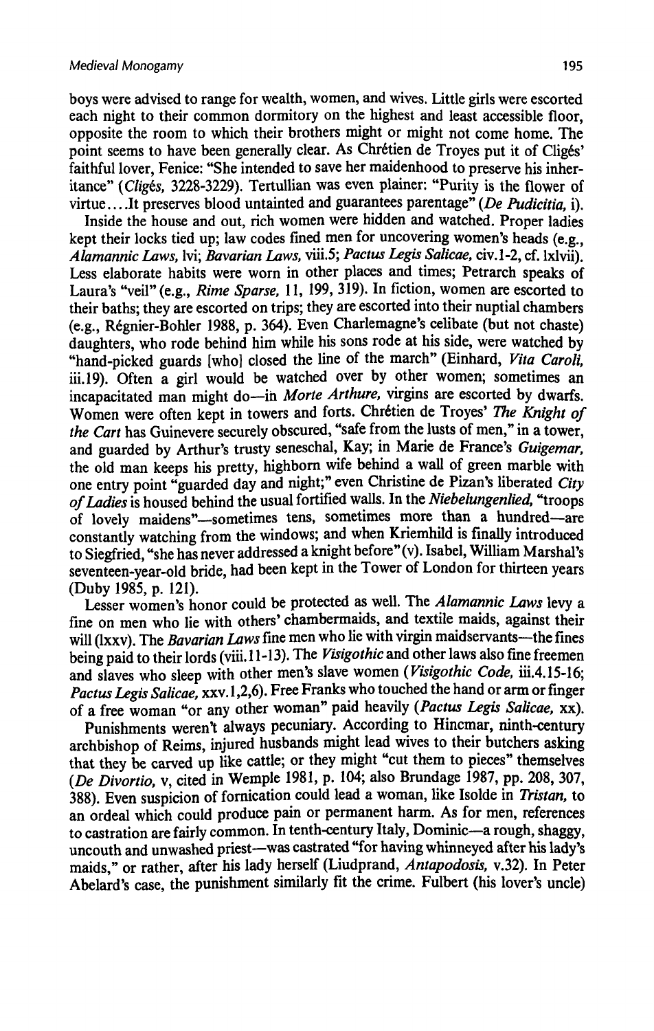boys were advised to range for wealth, women, and wives. Little girls were escorted each night to their common dormitory on the highest and least accessible floor, opposite the room to which their brothers might or might not come home. The point seems to have been generally clear. As Chrétien de Troyes put it of Cligès' faithful lover, Fenice: "She intended to save her maidenhood to preserve his inheritance" (*Cligès*, 3228-3229). Tertullian was even plainer: "Purity is the flower of virtue....It preserves blood untainted and guarantees parentage" (*De Pudicitia*, i).

Inside the house and out, rich women were hidden and watched. Proper ladies kept their locks tied up; law codes fined men for uncovering women's heads (e.g., *Alamannic Laws*, lvi; *Bavarian Laws*, viii.5; *Pactus Legis Salicae*, civ.1-2, cf. lxlvii). Less elaborate habits were worn in other places and times; Petrarch speaks of Laura's "veil" (e.g., *Rime Sparse*, 11, 199, 319). In fiction, women are escorted to their baths; they are escorted on trips; they are escorted into their nuptial chambers (e.g., Régnier-Bohler 1988, p. 364). Even Charlemagne's celibate (but not chaste) daughters, who rode behind him while his sons rode at his side, were watched by "hand-picked guards [who] closed the line of the march" (Einhard, *Vita Caroli*, iii.19). Often a girl would be watched over by other women; sometimes an incapacitated man might do—in *Morte Arthure*, virgins are escorted by dwarfs. Women were often kept in towers and forts. Chrétien de Troyes' *The Knight of the Cart* has Guinevere securely obscured, "safe from the lusts of men," in a tower, and guarded by Arthur's trusty seneschal, Kay; in Marie de France's *Guigemar*, the old man keeps his pretty, highborn wife behind a wall of green marble with one entry point "guarded day and night;" even Christine de Pizan's liberated *City of Ladies* is housed behind the usual fortified walls. In the *Niebelungenlied*, "troops of lovely maidens"—sometimes tens, sometimes more than a hundred—are constantly watching from the windows; and when Kriemhild is finally introduced to Siegfried, "she has never addressed a knight before" (v). Isabel, William Marshal's seventeen-year-old bride, had been kept in the Tower of London for thirteen years (Duby 1985, p. 121).

Lesser women's honor could be protected as well. The *Alamannic Laws* levy a fine on men who lie with others' chambermaids, and textile maids, against their will (lxxv). The *Bavarian Laws* fine men who lie with virgin maidservants—the fines being paid to their lords (viii.11-13). The *Visigothic* and other laws also fine freemen and slaves who sleep with other men's slave women (*Visigothic Code*, iii.4.15-16; *Pactus Legis Salicae*, xxv.1,2,6). Free Franks who touched the hand or arm or finger of a free woman "or any other woman" paid heavily (*Pactus Legis Salicae*, xx).

Punishments weren't always pecuniary. According to Hincmar, ninth-century archbishop of Reims, injured husbands might lead wives to their butchers asking that they be carved up like cattle; or they might "cut them to pieces" themselves (*De Divortio*, v, cited in Wemple 1981, p. 104; also Brundage 1987, pp. 208, 307, 388). Even suspicion of fornication could lead a woman, like Isolde in *Tristan*, to an ordeal which could produce pain or permanent harm. As for men, references to castration are fairly common. In tenth-century Italy, Dominic—a rough, shaggy, uncouth and unwashed priest—was castrated "for having whinneyed after his lady's maids," or rather, after his lady herself (Liudprand, *Antapodosis*, v.32). In Peter Abelard's case, the punishment similarly fit the crime. Fulbert (his lover's uncle)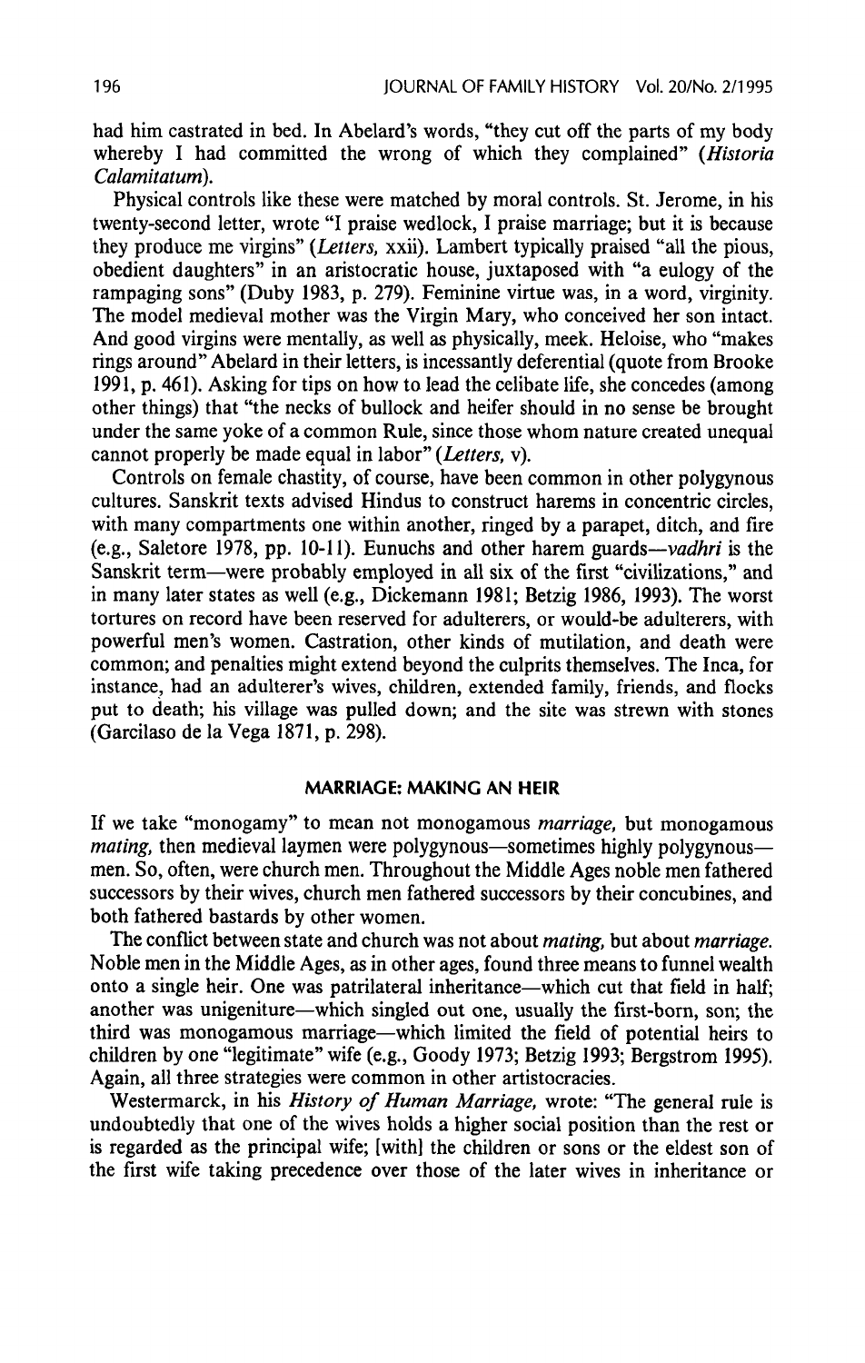had him castrated in bed. In Abelard's words, "they cut off the parts of my body whereby I had committed the wrong of which they complained" (*Historia Calamitatum*).

Physical controls like these were matched by moral controls. St. Jerome, in his twenty-second letter, wrote "I praise wedlock, I praise marriage; but it is because they produce me virgins" (*Letters*, xxii). Lambert typically praised "all the pious, obedient daughters" in an aristocratic house, juxtaposed with "a eulogy of the rampaging sons" (Duby 1983, p. 279). Feminine virtue was, in a word, virginity. The model medieval mother was the Virgin Mary, who conceived her son intact. And good virgins were mentally, as well as physically, meek. Heloise, who "makes rings around" Abelard in their letters, is incessantly deferential (quote from Brooke 1991, p. 461). Asking for tips on how to lead the celibate life, she concedes (among other things) that "the necks of bullock and heifer should in no sense be brought under the same yoke of a common Rule, since those whom nature created unequal cannot properly be made equal in labor" (*Letters*, v).

Controls on female chastity, of course, have been common in other polygynous cultures. Sanskrit texts advised Hindus to construct harems in concentric circles, with many compartments one within another, ringed by a parapet, ditch, and fire (e.g., Saletore 1978, pp. 10-11). Eunuchs and other harem guards—*vadhri* is the Sanskrit term—were probably employed in all six of the first "civilizations," and in many later states as well (e.g., Dickemann 1981; Betzig 1986, 1993). The worst tortures on record have been reserved for adulterers, or would-be adulterers, with powerful men's women. Castration, other kinds of mutilation, and death were common; and penalties might extend beyond the culprits themselves. The Inca, for instance, had an adulterer's wives, children, extended family, friends, and flocks put to death; his village was pulled down; and the site was strewn with stones (Garcilaso de la Vega 1871, p. 298).

## MARRIAGE: MAKING AN HEIR

If we take "monogamy" to mean not monogamous *marriage*, but monogamous *mating*, then medieval laymen were polygynous—sometimes highly polygynous—men. So, often, were church men. Throughout the Middle Ages noble men fathered successors by their wives, church men fathered successors by their concubines, and both fathered bastards by other women.

The conflict between state and church was not about *mating*, but about *marriage*. Noble men in the Middle Ages, as in other ages, found three means to funnel wealth onto a single heir. One was patrilateral inheritance—which cut that field in half; another was unigeniture—which singled out one, usually the first-born, son; the third was monogamous marriage—which limited the field of potential heirs to children by one "legitimate" wife (e.g., Goody 1973; Betzig 1993; Bergstrom 1995). Again, all three strategies were common in other artistocracies.

Westermarck, in his *History of Human Marriage*, wrote: "The general rule is undoubtedly that one of the wives holds a higher social position than the rest or is regarded as the principal wife; [with] the children or sons or the eldest son of the first wife taking precedence over those of the later wives in inheritance or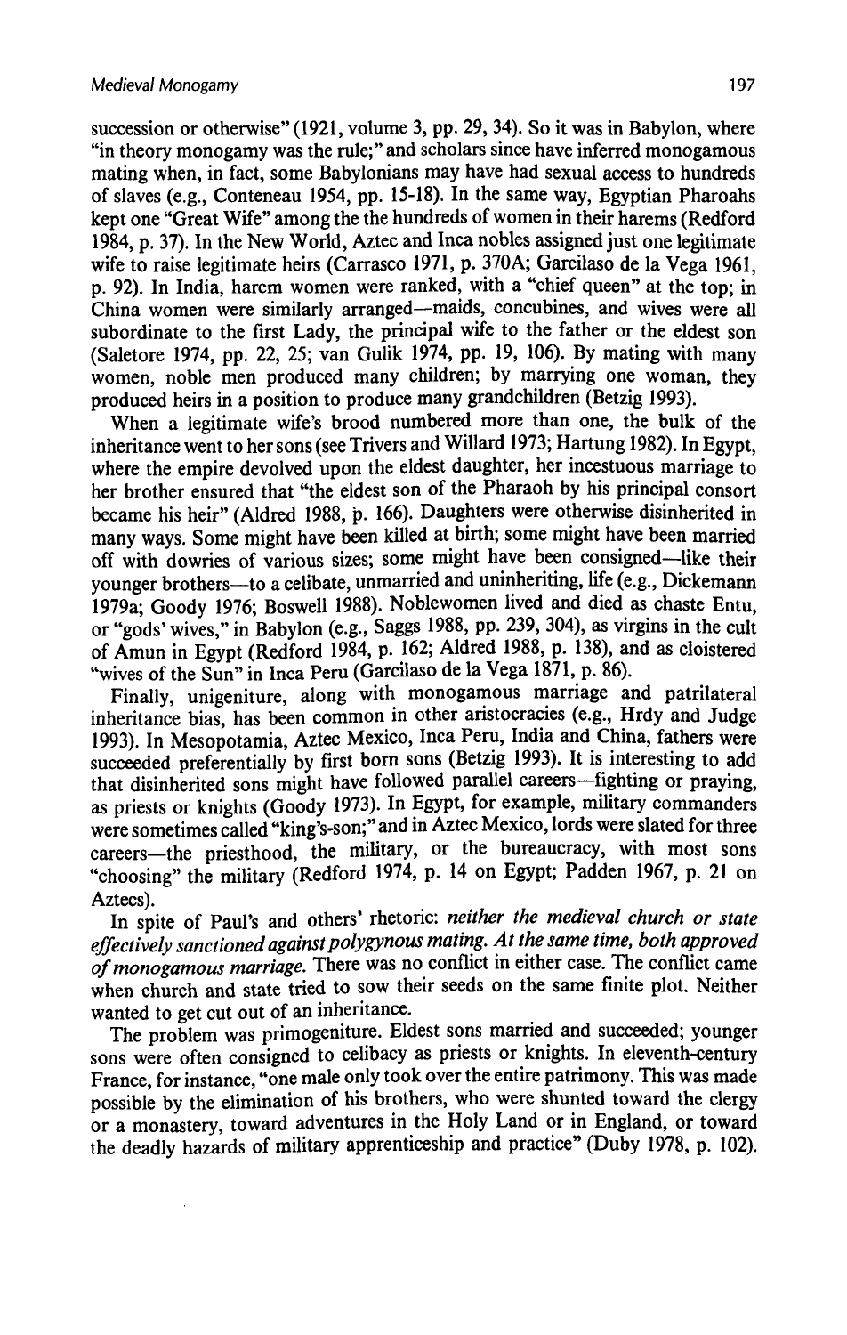succession or otherwise" (1921, volume 3, pp. 29, 34). So it was in Babylon, where "in theory monogamy was the rule;" and scholars since have inferred monogamous mating when, in fact, some Babylonians may have had sexual access to hundreds of slaves (e.g., Conteneau 1954, pp. 15-18). In the same way, Egyptian Pharoahs kept one "Great Wife" among the the hundreds of women in their harems (Redford 1984, p. 37). In the New World, Aztec and Inca nobles assigned just one legitimate wife to raise legitimate heirs (Carrasco 1971, p. 370A; Garcilaso de la Vega 1961, p. 92). In India, harem women were ranked, with a "chief queen" at the top; in China women were similarly arranged—maids, concubines, and wives were all subordinate to the first Lady, the principal wife to the father or the eldest son (Saletore 1974, pp. 22, 25; van Gulik 1974, pp. 19, 106). By mating with many women, noble men produced many children; by marrying one woman, they produced heirs in a position to produce many grandchildren (Betzig 1993).

When a legitimate wife's brood numbered more than one, the bulk of the inheritance went to her sons (see Trivers and Willard 1973; Hartung 1982). In Egypt, where the empire devolved upon the eldest daughter, her incestuous marriage to her brother ensured that "the eldest son of the Pharaoh by his principal consort became his heir" (Aldred 1988, p. 166). Daughters were otherwise disinherited in many ways. Some might have been killed at birth; some might have been married off with dowries of various sizes; some might have been consigned—like their younger brothers—to a celibate, unmarried and uninheriting, life (e.g., Dickemann 1979a; Goody 1976; Boswell 1988). Noblewomen lived and died as chaste Entu, or "gods' wives," in Babylon (e.g., Saggs 1988, pp. 239, 304), as virgins in the cult of Amun in Egypt (Redford 1984, p. 162; Aldred 1988, p. 138), and as cloistered "wives of the Sun" in Inca Peru (Garcilaso de la Vega 1871, p. 86).

Finally, unigeniture, along with monogamous marriage and patrilateral inheritance bias, has been common in other aristocracies (e.g., Hrdy and Judge 1993). In Mesopotamia, Aztec Mexico, Inca Peru, India and China, fathers were succeeded preferentially by first born sons (Betzig 1993). It is interesting to add that disinherited sons might have followed parallel careers—fighting or praying, as priests or knights (Goody 1973). In Egypt, for example, military commanders were sometimes called "king's-son;" and in Aztec Mexico, lords were slated for three careers—the priesthood, the military, or the bureaucracy, with most sons "choosing" the military (Redford 1974, p. 14 on Egypt; Padden 1967, p. 21 on Aztecs).

In spite of Paul's and others' rhetoric: *neither the medieval church or state effectively sanctioned against polygynous mating. At the same time, both approved of monogamous marriage.* There was no conflict in either case. The conflict came when church and state tried to sow their seeds on the same finite plot. Neither wanted to get cut out of an inheritance.

The problem was primogeniture. Eldest sons married and succeeded; younger sons were often consigned to celibacy as priests or knights. In eleventh-century France, for instance, "one male only took over the entire patrimony. This was made possible by the elimination of his brothers, who were shunted toward the clergy or a monastery, toward adventures in the Holy Land or in England, or toward the deadly hazards of military apprenticeship and practice" (Duby 1978, p. 102).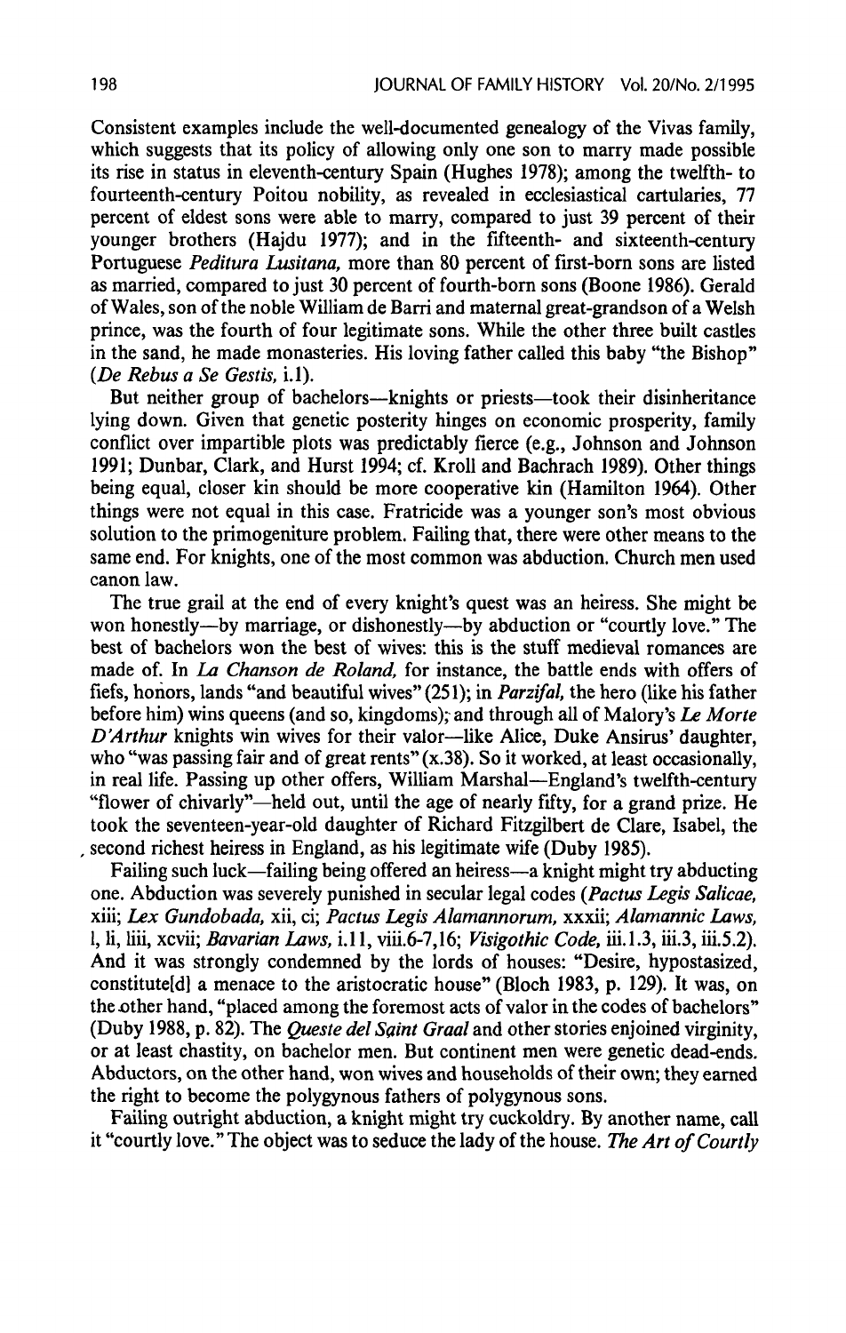Consistent examples include the well-documented genealogy of the Vivas family, which suggests that its policy of allowing only one son to marry made possible its rise in status in eleventh-century Spain (Hughes 1978); among the twelfth- to fourteenth-century Poitou nobility, as revealed in ecclesiastical cartularies, 77 percent of eldest sons were able to marry, compared to just 39 percent of their younger brothers (Hajdu 1977); and in the fifteenth- and sixteenth-century Portuguese *Peditura Lusitana,* more than 80 percent of first-born sons are listed as married, compared to just 30 percent of fourth-born sons (Boone 1986). Gerald of Wales, son of the noble William de Barri and maternal great-grandson of a Welsh prince, was the fourth of four legitimate sons. While the other three built castles in the sand, he made monasteries. His loving father called this baby "the Bishop" (*De Rebus a Se Gestis,* i.1).

But neither group of bachelors—knights or priests—took their disinheritance lying down. Given that genetic posterity hinges on economic prosperity, family conflict over impartible plots was predictably fierce (e.g., Johnson and Johnson 1991; Dunbar, Clark, and Hurst 1994; cf. Kroll and Bachrach 1989). Other things being equal, closer kin should be more cooperative kin (Hamilton 1964). Other things were not equal in this case. Fratricide was a younger son's most obvious solution to the primogeniture problem. Failing that, there were other means to the same end. For knights, one of the most common was abduction. Church men used canon law.

The true grail at the end of every knight's quest was an heiress. She might be won honestly—by marriage, or dishonestly—by abduction or "courtly love." The best of bachelors won the best of wives: this is the stuff medieval romances are made of. In *La Chanson de Roland,* for instance, the battle ends with offers of fiefs, honors, lands "and beautiful wives" (251); in *Parzifal,* the hero (like his father before him) wins queens (and so, kingdoms); and through all of Malory's *Le Morte D'Arthur* knights win wives for their valor—like Alice, Duke Ansirus' daughter, who "was passing fair and of great rents" (x.38). So it worked, at least occasionally, in real life. Passing up other offers, William Marshal—England's twelfth-century "flower of chivalry"—held out, until the age of nearly fifty, for a grand prize. He took the seventeen-year-old daughter of Richard Fitzgilbert de Clare, Isabel, the second richest heiress in England, as his legitimate wife (Duby 1985).

Failing such luck—failing being offered an heiress—a knight might try abducting one. Abduction was severely punished in secular legal codes (*Pactus Legis Salicae,* xiii; *Lex Gundobada,* xii, ci; *Pactus Legis Alamannorum,* xxxii; *Alamannic Laws,* l, li, liii, xcvii; *Bavarian Laws,* i.11, viii.6-7,16; *Visigothic Code,* iii.1.3, iii.3, iii.5.2). And it was strongly condemned by the lords of houses: "Desire, hypostasized, constitute[d] a menace to the aristocratic house" (Bloch 1983, p. 129). It was, on the other hand, "placed among the foremost acts of valor in the codes of bachelors" (Duby 1988, p. 82). The *Queste del Saint Graal* and other stories enjoined virginity, or at least chastity, on bachelor men. But continent men were genetic dead-ends. Abductors, on the other hand, won wives and households of their own; they earned the right to become the polygynous fathers of polygynous sons.

Failing outright abduction, a knight might try cuckoldry. By another name, call it "courtly love." The object was to seduce the lady of the house. *The Art of Courtly*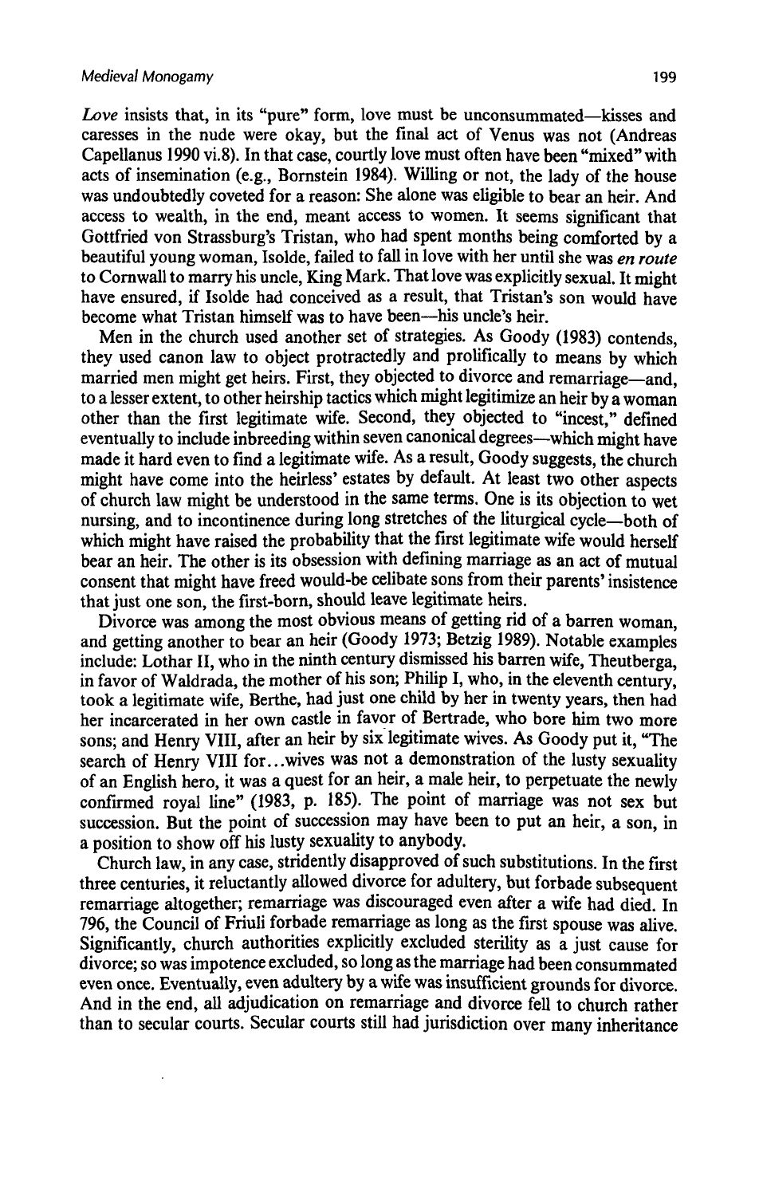*Love* insists that, in its "pure" form, love must be unconsummated—kisses and caresses in the nude were okay, but the final act of Venus was not (Andreas Capellanus 1990 vi.8). In that case, courtly love must often have been "mixed" with acts of insemination (e.g., Bornstein 1984). Willing or not, the lady of the house was undoubtedly coveted for a reason: She alone was eligible to bear an heir. And access to wealth, in the end, meant access to women. It seems significant that Gottfried von Strassburg's Tristan, who had spent months being comforted by a beautiful young woman, Isolde, failed to fall in love with her until she was *en route* to Cornwall to marry his uncle, King Mark. That love was explicitly sexual. It might have ensured, if Isolde had conceived as a result, that Tristan's son would have become what Tristan himself was to have been—his uncle's heir.

Men in the church used another set of strategies. As Goody (1983) contends, they used canon law to object protractedly and prolifically to means by which married men might get heirs. First, they objected to divorce and remarriage—and, to a lesser extent, to other heirship tactics which might legitimize an heir by a woman other than the first legitimate wife. Second, they objected to "incest," defined eventually to include inbreeding within seven canonical degrees—which might have made it hard even to find a legitimate wife. As a result, Goody suggests, the church might have come into the heirless' estates by default. At least two other aspects of church law might be understood in the same terms. One is its objection to wet nursing, and to incontinence during long stretches of the liturgical cycle—both of which might have raised the probability that the first legitimate wife would herself bear an heir. The other is its obsession with defining marriage as an act of mutual consent that might have freed would-be celibate sons from their parents' insistence that just one son, the first-born, should leave legitimate heirs.

Divorce was among the most obvious means of getting rid of a barren woman, and getting another to bear an heir (Goody 1973; Betzig 1989). Notable examples include: Lothar II, who in the ninth century dismissed his barren wife, Theutberga, in favor of Waldrada, the mother of his son; Philip I, who, in the eleventh century, took a legitimate wife, Berthe, had just one child by her in twenty years, then had her incarcerated in her own castle in favor of Bertrade, who bore him two more sons; and Henry VIII, after an heir by six legitimate wives. As Goody put it, "The search of Henry VIII for...wives was not a demonstration of the lusty sexuality of an English hero, it was a quest for an heir, a male heir, to perpetuate the newly confirmed royal line" (1983, p. 185). The point of marriage was not sex but succession. But the point of succession may have been to put an heir, a son, in a position to show off his lusty sexuality to anybody.

Church law, in any case, stridently disapproved of such substitutions. In the first three centuries, it reluctantly allowed divorce for adultery, but forbade subsequent remarriage altogether; remarriage was discouraged even after a wife had died. In 796, the Council of Friuli forbade remarriage as long as the first spouse was alive. Significantly, church authorities explicitly excluded sterility as a just cause for divorce; so was impotence excluded, so long as the marriage had been consummated even once. Eventually, even adultery by a wife was insufficient grounds for divorce. And in the end, all adjudication on remarriage and divorce fell to church rather than to secular courts. Secular courts still had jurisdiction over many inheritance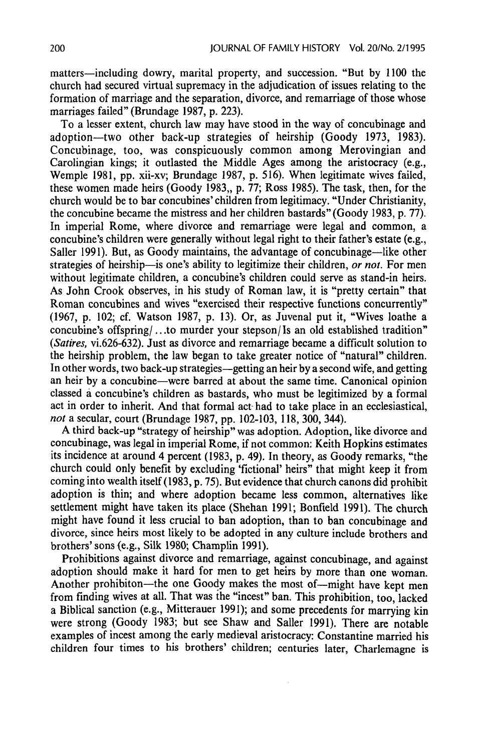matters—including dowry, marital property, and succession. "But by 1100 the church had secured virtual supremacy in the adjudication of issues relating to the formation of marriage and the separation, divorce, and remarriage of those whose marriages failed" (Brundage 1987, p. 223).

To a lesser extent, church law may have stood in the way of concubinage and adoption—two other back-up strategies of heirship (Goody 1973, 1983). Concubinage, too, was conspicuously common among Merovingian and Carolingian kings; it outlasted the Middle Ages among the aristocracy (e.g., Wemple 1981, pp. xii-xv; Brundage 1987, p. 516). When legitimate wives failed, these women made heirs (Goody 1983,, p. 77; Ross 1985). The task, then, for the church would be to bar concubines' children from legitimacy. "Under Christianity, the concubine became the mistress and her children bastards" (Goody 1983, p. 77). In imperial Rome, where divorce and remarriage were legal and common, a concubine's children were generally without legal right to their father's estate (e.g., Saller 1991). But, as Goody maintains, the advantage of concubinage—like other strategies of heirship—is one's ability to legitimize their children, *or not*. For men without legitimate children, a concubine's children could serve as stand-in heirs. As John Crook observes, in his study of Roman law, it is "pretty certain" that Roman concubines and wives "exercised their respective functions concurrently" (1967, p. 102; cf. Watson 1987, p. 13). Or, as Juvenal put it, "Wives loathe a concubine's offspring/...to murder your stepson/Is an old established tradition" (*Satires*, vi.626-632). Just as divorce and remarriage became a difficult solution to the heirship problem, the law began to take greater notice of "natural" children. In other words, two back-up strategies—getting an heir by a second wife, and getting an heir by a concubine—were barred at about the same time. Canonical opinion classed a concubine's children as bastards, who must be legitimized by a formal act in order to inherit. And that formal act had to take place in an ecclesiastical, *not* a secular, court (Brundage 1987, pp. 102-103, 118, 300, 344).

A third back-up "strategy of heirship" was adoption. Adoption, like divorce and concubinage, was legal in imperial Rome, if not common: Keith Hopkins estimates its incidence at around 4 percent (1983, p. 49). In theory, as Goody remarks, "the church could only benefit by excluding 'fictional' heirs" that might keep it from coming into wealth itself (1983, p. 75). But evidence that church canons did prohibit adoption is thin; and where adoption became less common, alternatives like settlement might have taken its place (Shehan 1991; Bonfield 1991). The church might have found it less crucial to ban adoption, than to ban concubinage and divorce, since heirs most likely to be adopted in any culture include brothers and brothers' sons (e.g., Silk 1980; Champlin 1991).

Prohibitions against divorce and remarriage, against concubinage, and against adoption should make it hard for men to get heirs by more than one woman. Another prohibiton—the one Goody makes the most of—might have kept men from finding wives at all. That was the "incest" ban. This prohibition, too, lacked a Biblical sanction (e.g., Mitterauer 1991); and some precedents for marrying kin were strong (Goody 1983; but see Shaw and Saller 1991). There are notable examples of incest among the early medieval aristocracy: Constantine married his children four times to his brothers' children; centuries later, Charlemagne is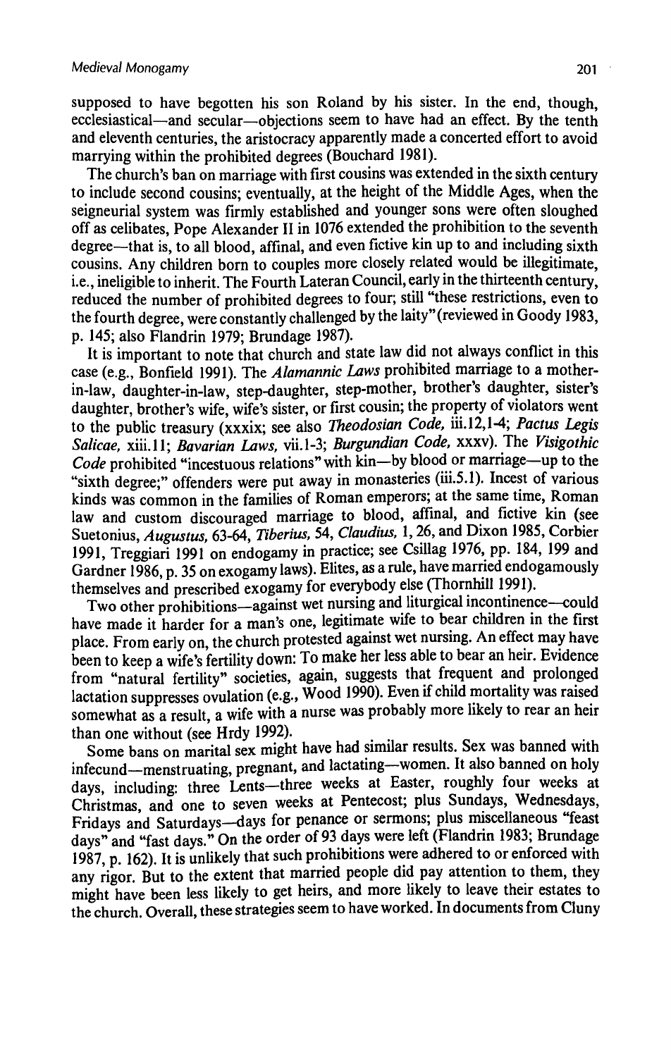supposed to have begotten his son Roland by his sister. In the end, though, ecclesiastical—and secular—objections seem to have had an effect. By the tenth and eleventh centuries, the aristocracy apparently made a concerted effort to avoid marrying within the prohibited degrees (Bouchard 1981).

The church's ban on marriage with first cousins was extended in the sixth century to include second cousins; eventually, at the height of the Middle Ages, when the seigneurial system was firmly established and younger sons were often sloughed off as celibates, Pope Alexander II in 1076 extended the prohibition to the seventh degree—that is, to all blood, affinal, and even fictive kin up to and including sixth cousins. Any children born to couples more closely related would be illegitimate, i.e., ineligible to inherit. The Fourth Lateran Council, early in the thirteenth century, reduced the number of prohibited degrees to four; still "these restrictions, even to the fourth degree, were constantly challenged by the laity" (reviewed in Goody 1983, p. 145; also Flandrin 1979; Brundage 1987).

It is important to note that church and state law did not always conflict in this case (e.g., Bonfield 1991). The *Alamannic Laws* prohibited marriage to a mother-in-law, daughter-in-law, step-daughter, step-mother, brother's daughter, sister's daughter, brother's wife, wife's sister, or first cousin; the property of violators went to the public treasury (xxxix; see also *Theodosian Code,* iii.12,1-4; *Pactus Legis Salicae,* xiii.11; *Bavarian Laws,* vii.1-3; *Burgundian Code,* xxxv). The *Visigothic Code* prohibited "incestuous relations" with kin—by blood or marriage—up to the "sixth degree;" offenders were put away in monasteries (iii.5.1). Incest of various kinds was common in the families of Roman emperors; at the same time, Roman law and custom discouraged marriage to blood, affinal, and fictive kin (see Suetonius, *Augustus,* 63-64, *Tiberius,* 54, *Claudius,* 1, 26, and Dixon 1985, Corbier 1991, Treggiari 1991 on endogamy in practice; see Csillag 1976, pp. 184, 199 and Gardner 1986, p. 35 on exogamy laws). Elites, as a rule, have married endogamously themselves and prescribed exogamy for everybody else (Thornhill 1991).

Two other prohibitions—against wet nursing and liturgical incontinence—could have made it harder for a man's one, legitimate wife to bear children in the first place. From early on, the church protested against wet nursing. An effect may have been to keep a wife's fertility down: To make her less able to bear an heir. Evidence from "natural fertility" societies, again, suggests that frequent and prolonged lactation suppresses ovulation (e.g., Wood 1990). Even if child mortality was raised somewhat as a result, a wife with a nurse was probably more likely to rear an heir than one without (see Hrdy 1992).

Some bans on marital sex might have had similar results. Sex was banned with infecund—menstruating, pregnant, and lactating—women. It also banned on holy days, including: three Lents—three weeks at Easter, roughly four weeks at Christmas, and one to seven weeks at Pentecost; plus Sundays, Wednesdays, Fridays and Saturdays—days for penance or sermons; plus miscellaneous "feast days" and "fast days." On the order of 93 days were left (Flandrin 1983; Brundage 1987, p. 162). It is unlikely that such prohibitions were adhered to or enforced with any rigor. But to the extent that married people did pay attention to them, they might have been less likely to get heirs, and more likely to leave their estates to the church. Overall, these strategies seem to have worked. In documents from Cluny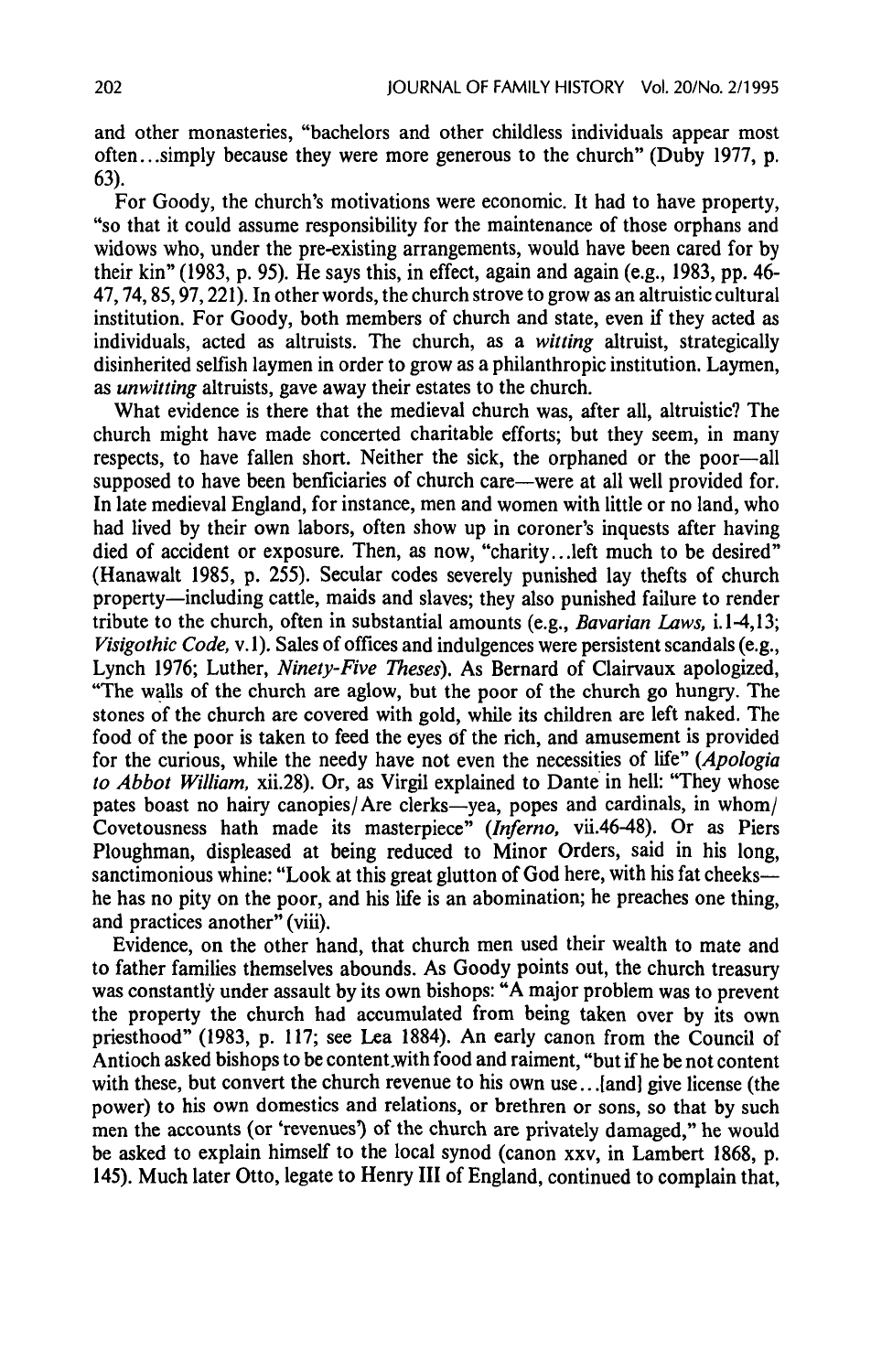and other monasteries, "bachelors and other childless individuals appear most often...simply because they were more generous to the church" (Duby 1977, p. 63).

For Goody, the church's motivations were economic. It had to have property, "so that it could assume responsibility for the maintenance of those orphans and widows who, under the pre-existing arrangements, would have been cared for by their kin" (1983, p. 95). He says this, in effect, again and again (e.g., 1983, pp. 46-47, 74, 85, 97, 221). In other words, the church strove to grow as an altruistic cultural institution. For Goody, both members of church and state, even if they acted as individuals, acted as altruists. The church, as a *witting* altruist, strategically disinherited selfish laymen in order to grow as a philanthropic institution. Laymen, as *unwitting* altruists, gave away their estates to the church.

What evidence is there that the medieval church was, after all, altruistic? The church might have made concerted charitable efforts; but they seem, in many respects, to have fallen short. Neither the sick, the orphaned or the poor—all supposed to have been benficiaries of church care—were at all well provided for. In late medieval England, for instance, men and women with little or no land, who had lived by their own labors, often show up in coroner's inquests after having died of accident or exposure. Then, as now, "charity...left much to be desired" (Hanawalt 1985, p. 255). Secular codes severely punished lay thefts of church property—including cattle, maids and slaves; they also punished failure to render tribute to the church, often in substantial amounts (e.g., *Bavarian Laws,* i.1-4,13; *Visigothic Code,* v.1). Sales of offices and indulgences were persistent scandals (e.g., Lynch 1976; Luther, *Ninety-Five Theses*). As Bernard of Clairvaux apologized, "The walls of the church are aglow, but the poor of the church go hungry. The stones of the church are covered with gold, while its children are left naked. The food of the poor is taken to feed the eyes of the rich, and amusement is provided for the curious, while the needy have not even the necessities of life" (*Apologia to Abbot William,* xii.28). Or, as Virgil explained to Dante in hell: "They whose pates boast no hairy canopies/Are clerks—yea, popes and cardinals, in whom/ Covetousness hath made its masterpiece" (*Inferno,* vii.46-48). Or as Piers Ploughman, displeased at being reduced to Minor Orders, said in his long, sanctimonious whine: "Look at this great glutton of God here, with his fat cheeks—he has no pity on the poor, and his life is an abomination; he preaches one thing, and practices another" (viii).

Evidence, on the other hand, that church men used their wealth to mate and to father families themselves abounds. As Goody points out, the church treasury was constantly under assault by its own bishops: "A major problem was to prevent the property the church had accumulated from being taken over by its own priesthood" (1983, p. 117; see Lea 1884). An early canon from the Council of Antioch asked bishops to be content with food and raiment, "but if he be not content with these, but convert the church revenue to his own use...[and] give license (the power) to his own domestics and relations, or brethren or sons, so that by such men the accounts (or 'revenues') of the church are privately damaged," he would be asked to explain himself to the local synod (canon xxv, in Lambert 1868, p. 145). Much later Otto, legate to Henry III of England, continued to complain that,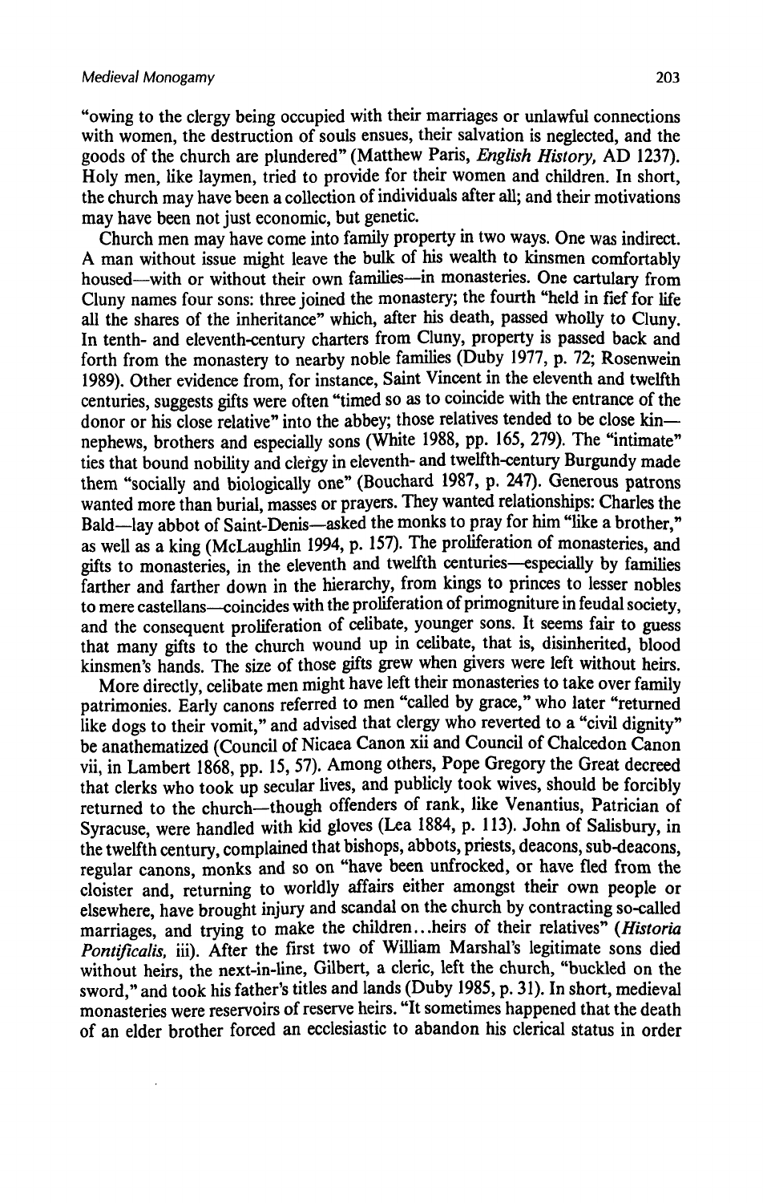"owing to the clergy being occupied with their marriages or unlawful connections with women, the destruction of souls ensues, their salvation is neglected, and the goods of the church are plundered" (Matthew Paris, *English History*, AD 1237). Holy men, like laymen, tried to provide for their women and children. In short, the church may have been a collection of individuals after all; and their motivations may have been not just economic, but genetic.

Church men may have come into family property in two ways. One was indirect. A man without issue might leave the bulk of his wealth to kinsmen comfortably housed—with or without their own families—in monasteries. One cartulary from Cluny names four sons: three joined the monastery; the fourth "held in fief for life all the shares of the inheritance" which, after his death, passed wholly to Cluny. In tenth- and eleventh-century charters from Cluny, property is passed back and forth from the monastery to nearby noble families (Duby 1977, p. 72; Rosenwein 1989). Other evidence from, for instance, Saint Vincent in the eleventh and twelfth centuries, suggests gifts were often "timed so as to coincide with the entrance of the donor or his close relative" into the abbey; those relatives tended to be close kin—nephews, brothers and especially sons (White 1988, pp. 165, 279). The "intimate" ties that bound nobility and clergy in eleventh- and twelfth-century Burgundy made them "socially and biologically one" (Bouchard 1987, p. 247). Generous patrons wanted more than burial, masses or prayers. They wanted relationships: Charles the Bald—lay abbot of Saint-Denis—asked the monks to pray for him "like a brother," as well as a king (McLaughlin 1994, p. 157). The proliferation of monasteries, and gifts to monasteries, in the eleventh and twelfth centuries—especially by families farther and farther down in the hierarchy, from kings to princes to lesser nobles to mere castellans—coincides with the proliferation of primogeniture in feudal society, and the consequent proliferation of celibate, younger sons. It seems fair to guess that many gifts to the church wound up in celibate, that is, disinherited, blood kinsmen's hands. The size of those gifts grew when givers were left without heirs.

More directly, celibate men might have left their monasteries to take over family patrimonies. Early canons referred to men "called by grace," who later "returned like dogs to their vomit," and advised that clergy who reverted to a "civil dignity" be anathematized (Council of Nicaea Canon xii and Council of Chalcedon Canon vii, in Lambert 1868, pp. 15, 57). Among others, Pope Gregory the Great decreed that clerks who took up secular lives, and publicly took wives, should be forcibly returned to the church—though offenders of rank, like Venantius, Patrician of Syracuse, were handled with kid gloves (Lea 1884, p. 113). John of Salisbury, in the twelfth century, complained that bishops, abbots, priests, deacons, sub-deacons, regular canons, monks and so on "have been unfrocked, or have fled from the cloister and, returning to worldly affairs either amongst their own people or elsewhere, have brought injury and scandal on the church by contracting so-called marriages, and trying to make the children...heirs of their relatives" (*Historia Pontificalis*, iii). After the first two of William Marshal's legitimate sons died without heirs, the next-in-line, Gilbert, a cleric, left the church, "buckled on the sword," and took his father's titles and lands (Duby 1985, p. 31). In short, medieval monasteries were reservoirs of reserve heirs. "It sometimes happened that the death of an elder brother forced an ecclesiastic to abandon his clerical status in order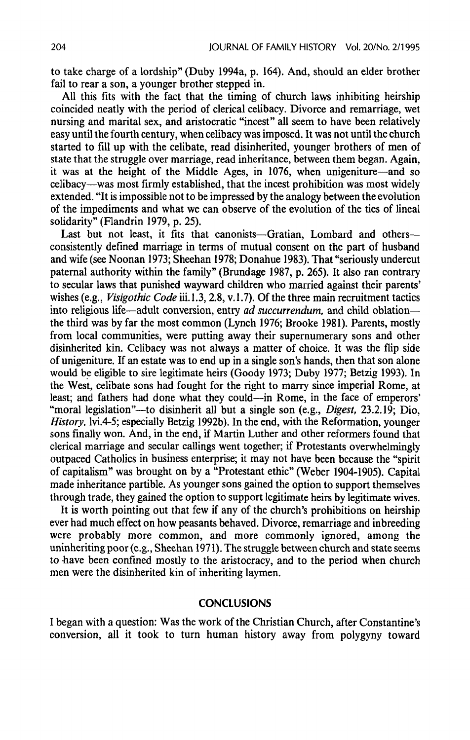to take charge of a lordship" (Duby 1994a, p. 164). And, should an elder brother fail to rear a son, a younger brother stepped in.

All this fits with the fact that the timing of church laws inhibiting heirship coincided neatly with the period of clerical celibacy. Divorce and remarriage, wet nursing and marital sex, and aristocratic "incest" all seem to have been relatively easy until the fourth century, when celibacy was imposed. It was not until the church started to fill up with the celibate, read disinherited, younger brothers of men of state that the struggle over marriage, read inheritance, between them began. Again, it was at the height of the Middle Ages, in 1076, when unigeniture—and so celibacy—was most firmly established, that the incest prohibition was most widely extended. "It is impossible not to be impressed by the analogy between the evolution of the impediments and what we can observe of the evolution of the ties of lineal solidarity" (Flandrin 1979, p. 25).

Last but not least, it fits that canonists—Gratian, Lombard and others—consistently defined marriage in terms of mutual consent on the part of husband and wife (see Noonan 1973; Sheehan 1978; Donahue 1983). That "seriously undercut paternal authority within the family" (Brundage 1987, p. 265). It also ran contrary to secular laws that punished wayward children who married against their parents' wishes (e.g., *Visigothic Code* iii.1.3, 2.8, v.1.7). Of the three main recruitment tactics into religious life—adult conversion, entry *ad succurrendum*, and child oblation—the third was by far the most common (Lynch 1976; Brooke 1981). Parents, mostly from local communities, were putting away their supernumerary sons and other disinherited kin. Celibacy was not always a matter of choice. It was the flip side of unigeniture. If an estate was to end up in a single son's hands, then that son alone would be eligible to sire legitimate heirs (Goody 1973; Duby 1977; Betzig 1993). In the West, celibate sons had fought for the right to marry since imperial Rome, at least; and fathers had done what they could—in Rome, in the face of emperors' "moral legislation"—to disinherit all but a single son (e.g., *Digest*, 23.2.19; Dio, *History*, lvi.4-5; especially Betzig 1992b). In the end, with the Reformation, younger sons finally won. And, in the end, if Martin Luther and other reformers found that clerical marriage and secular callings went together; if Protestants overwhelmingly outpaced Catholics in business enterprise; it may not have been because the "spirit of capitalism" was brought on by a "Protestant ethic" (Weber 1904-1905). Capital made inheritance partible. As younger sons gained the option to support themselves through trade, they gained the option to support legitimate heirs by legitimate wives.

It is worth pointing out that few if any of the church's prohibitions on heirship ever had much effect on how peasants behaved. Divorce, remarriage and inbreeding were probably more common, and more commonly ignored, among the uninheriting poor (e.g., Sheehan 1971). The struggle between church and state seems to have been confined mostly to the aristocracy, and to the period when church men were the disinherited kin of inheriting laymen.

## CONCLUSIONS

I began with a question: Was the work of the Christian Church, after Constantine's conversion, all it took to turn human history away from polygyny toward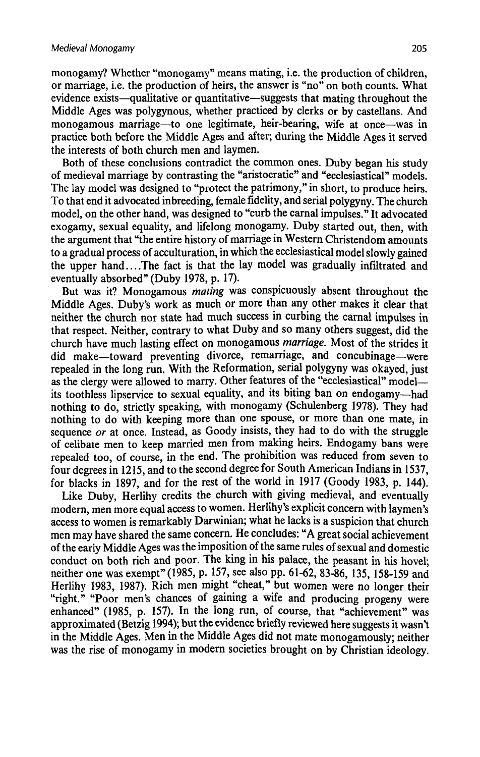monogamy? Whether "monogamy" means mating, i.e. the production of children, or marriage, i.e. the production of heirs, the answer is "no" on both counts. What evidence exists—qualitative or quantitative—suggests that mating throughout the Middle Ages was polygynous, whether practiced by clerks or by castellans. And monogamous marriage—to one legitimate, heir-bearing, wife at once—was in practice both before the Middle Ages and after; during the Middle Ages it served the interests of both church men and laymen.

Both of these conclusions contradict the common ones. Duby began his study of medieval marriage by contrasting the "aristocratic" and "ecclesiastical" models. The lay model was designed to "protect the patrimony," in short, to produce heirs. To that end it advocated inbreeding, female fidelity, and serial polygyny. The church model, on the other hand, was designed to "curb the carnal impulses." It advocated exogamy, sexual equality, and lifelong monogamy. Duby started out, then, with the argument that "the entire history of marriage in Western Christendom amounts to a gradual process of acculturation, in which the ecclesiastical model slowly gained the upper hand....The fact is that the lay model was gradually infiltrated and eventually absorbed" (Duby 1978, p. 17).

But was it? Monogamous *mating* was conspicuously absent throughout the Middle Ages. Duby's work as much or more than any other makes it clear that neither the church nor state had much success in curbing the carnal impulses in that respect. Neither, contrary to what Duby and so many others suggest, did the church have much lasting effect on monogamous *marriage*. Most of the strides it did make—toward preventing divorce, remarriage, and concubinage—were repealed in the long run. With the Reformation, serial polygyny was okayed, just as the clergy were allowed to marry. Other features of the "ecclesiastical" model—its toothless lipservice to sexual equality, and its biting ban on endogamy—had nothing to do, strictly speaking, with monogamy (Schulenberg 1978). They had nothing to do with keeping more than one spouse, or more than one mate, in sequence *or* at once. Instead, as Goody insists, they had to do with the struggle of celibate men to keep married men from making heirs. Endogamy bans were repealed too, of course, in the end. The prohibition was reduced from seven to four degrees in 1215, and to the second degree for South American Indians in 1537, for blacks in 1897, and for the rest of the world in 1917 (Goody 1983, p. 144).

Like Duby, Herlihy credits the church with giving medieval, and eventually modern, men more equal access to women. Herlihy's explicit concern with laymen's access to women is remarkably Darwinian; what he lacks is a suspicion that church men may have shared the same concern. He concludes: "A great social achievement of the early Middle Ages was the imposition of the same rules of sexual and domestic conduct on both rich and poor. The king in his palace, the peasant in his hovel; neither one was exempt" (1985, p. 157, see also pp. 61-62, 83-86, 135, 158-159 and Herlihy 1983, 1987). Rich men might "cheat," but women were no longer their "right." "Poor men's chances of gaining a wife and producing progeny were enhanced" (1985, p. 157). In the long run, of course, that "achievement" was approximated (Betzig 1994); but the evidence briefly reviewed here suggests it wasn't in the Middle Ages. Men in the Middle Ages did not mate monogamously; neither was the rise of monogamy in modern societies brought on by Christian ideology.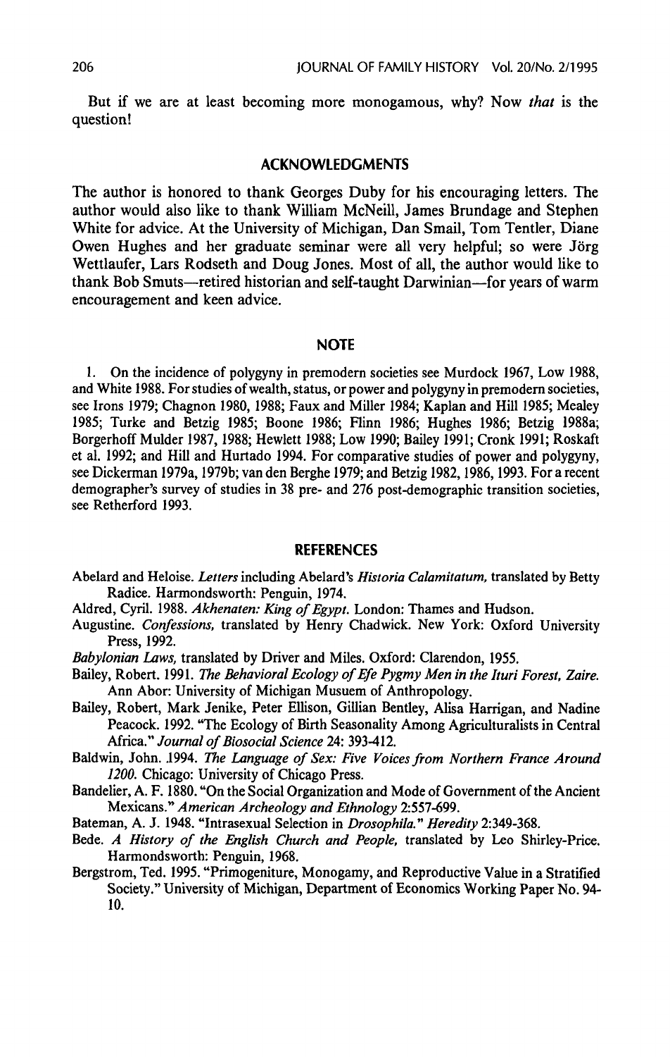But if we are at least becoming more monogamous, why? Now *that* is the question!

## ACKNOWLEDGMENTS

The author is honored to thank Georges Duby for his encouraging letters. The author would also like to thank William McNeill, James Brundage and Stephen White for advice. At the University of Michigan, Dan Smail, Tom Tentler, Diane Owen Hughes and her graduate seminar were all very helpful; so were Jörg Wettlaufer, Lars Rodseth and Doug Jones. Most of all, the author would like to thank Bob Smuts—retired historian and self-taught Darwinian—for years of warm encouragement and keen advice.

## NOTE

1. On the incidence of polygyny in premodern societies see Murdock 1967, Low 1988, and White 1988. For studies of wealth, status, or power and polygyny in premodern societies, see Irons 1979; Chagnon 1980, 1988; Faux and Miller 1984; Kaplan and Hill 1985; Mealey 1985; Turke and Betzig 1985; Boone 1986; Flinn 1986; Hughes 1986; Betzig 1988a; Borgerhoff Mulder 1987, 1988; Hewlett 1988; Low 1990; Bailey 1991; Cronk 1991; Roskaft et al. 1992; and Hill and Hurtado 1994. For comparative studies of power and polygyny, see Dickerman 1979a, 1979b; van den Berghe 1979; and Betzig 1982, 1986, 1993. For a recent demographer's survey of studies in 38 pre- and 276 post-demographic transition societies, see Retherford 1993.

## REFERENCES

Abelard and Heloise. *Letters* including Abelard's *Historia Calamitatum*, translated by Betty Radice. Harmondsworth: Penguin, 1974.

Aldred, Cyril. 1988. *Akhenaten: King of Egypt*. London: Thames and Hudson.

Augustine. *Confessions*, translated by Henry Chadwick. New York: Oxford University Press, 1992.

*Babylonian Laws*, translated by Driver and Miles. Oxford: Clarendon, 1955.

Bailey, Robert. 1991. *The Behavioral Ecology of Efe Pygmy Men in the Ituri Forest, Zaire*. Ann Abor: University of Michigan Musuem of Anthropology.

Bailey, Robert, Mark Jenike, Peter Ellison, Gillian Bentley, Alisa Harrigan, and Nadine Peacock. 1992. "The Ecology of Birth Seasonality Among Agriculturalists in Central Africa." *Journal of Biosocial Science* 24: 393-412.

Baldwin, John. 1994. *The Language of Sex: Five Voices from Northern France Around 1200*. Chicago: University of Chicago Press.

Bandelier, A. F. 1880. "On the Social Organization and Mode of Government of the Ancient Mexicans." *American Archeology and Ethnology* 2:557-699.

Bateman, A. J. 1948. "Intrasexual Selection in *Drosophila*." *Heredity* 2:349-368.

Bede. *A History of the English Church and People*, translated by Leo Shirley-Price. Harmondsworth: Penguin, 1968.

Bergstrom, Ted. 1995. "Primogeniture, Monogamy, and Reproductive Value in a Stratified Society." University of Michigan, Department of Economics Working Paper No. 94-10.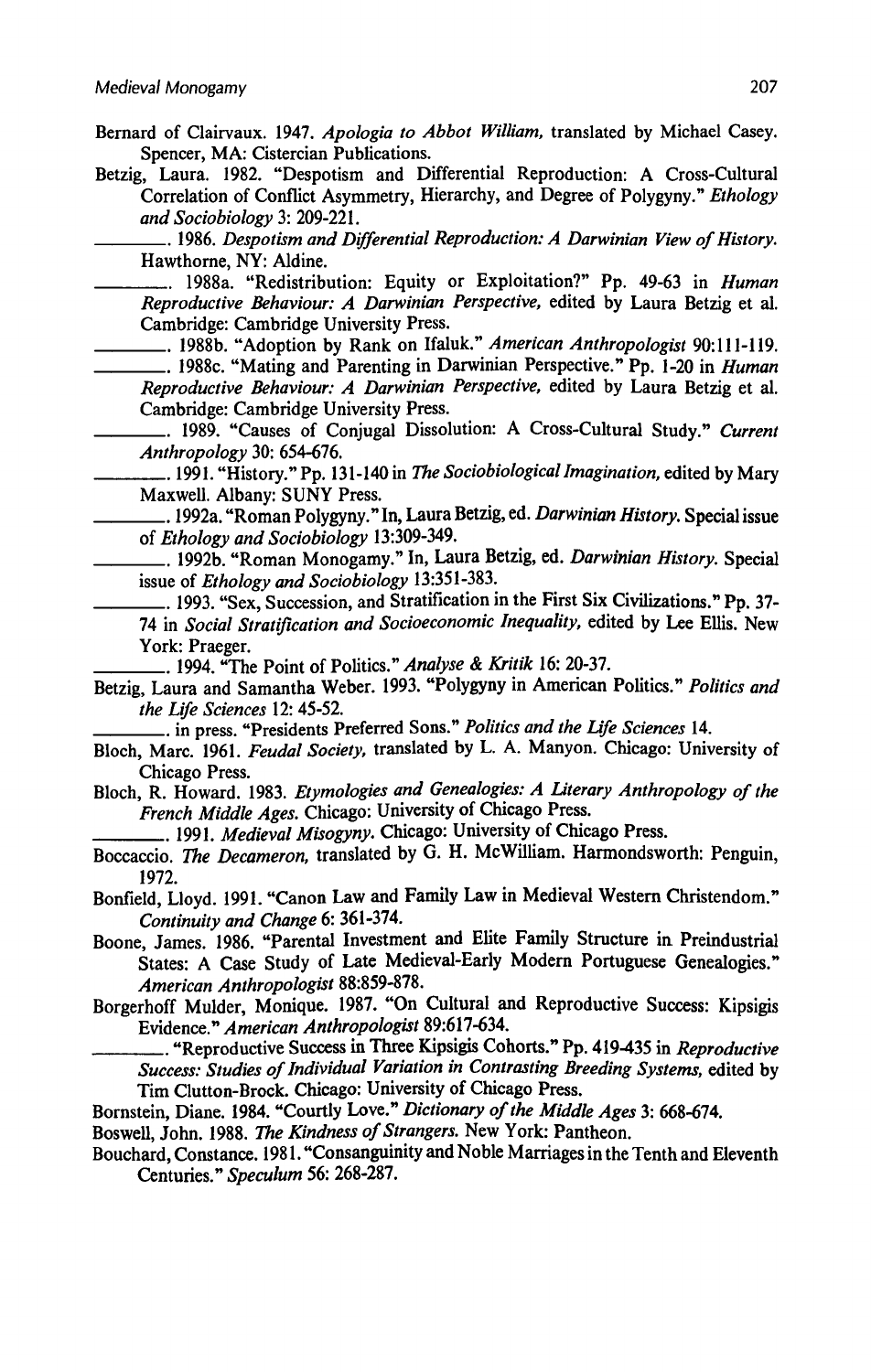Bernard of Clairvaux. 1947. *Apologia to Abbot William*, translated by Michael Casey. Spencer, MA: Cistercian Publications.

Betzig, Laura. 1982. "Despotism and Differential Reproduction: A Cross-Cultural Correlation of Conflict Asymmetry, Hierarchy, and Degree of Polygyny." *Ethology and Sociobiology* 3: 209-221.

________. 1986. *Despotism and Differential Reproduction: A Darwinian View of History*. Hawthorne, NY: Aldine.

________. 1988a. "Redistribution: Equity or Exploitation?" Pp. 49-63 in *Human Reproductive Behaviour: A Darwinian Perspective*, edited by Laura Betzig et al. Cambridge: Cambridge University Press.

________. 1988b. "Adoption by Rank on Ifaluk." *American Anthropologist* 90:111-119.

________. 1988c. "Mating and Parenting in Darwinian Perspective." Pp. 1-20 in *Human Reproductive Behaviour: A Darwinian Perspective*, edited by Laura Betzig et al. Cambridge: Cambridge University Press.

________. 1989. "Causes of Conjugal Dissolution: A Cross-Cultural Study." *Current Anthropology* 30: 654-676.

________. 1991. "History." Pp. 131-140 in *The Sociobiological Imagination*, edited by Mary Maxwell. Albany: SUNY Press.

________. 1992a. "Roman Polygyny." In, Laura Betzig, ed. *Darwinian History*. Special issue of *Ethology and Sociobiology* 13:309-349.

________. 1992b. "Roman Monogamy." In, Laura Betzig, ed. *Darwinian History*. Special issue of *Ethology and Sociobiology* 13:351-383.

________. 1993. "Sex, Succession, and Stratification in the First Six Civilizations." Pp. 37-74 in *Social Stratification and Socioeconomic Inequality*, edited by Lee Ellis. New York: Praeger.

________. 1994. "The Point of Politics." *Analyse & Kritik* 16: 20-37.

Betzig, Laura and Samantha Weber. 1993. "Polygyny in American Politics." *Politics and the Life Sciences* 12: 45-52.

________. in press. "Presidents Preferred Sons." *Politics and the Life Sciences* 14.

Bloch, Marc. 1961. *Feudal Society*, translated by L. A. Manyon. Chicago: University of Chicago Press.

Bloch, R. Howard. 1983. *Etymologies and Genealogies: A Literary Anthropology of the French Middle Ages*. Chicago: University of Chicago Press.

________. 1991. *Medieval Misogyny*. Chicago: University of Chicago Press.

Boccaccio. *The Decameron*, translated by G. H. McWilliam. Harmondsworth: Penguin, 1972.

Bonfield, Lloyd. 1991. "Canon Law and Family Law in Medieval Western Christendom." *Continuity and Change* 6: 361-374.

Boone, James. 1986. "Parental Investment and Elite Family Structure in Preindustrial States: A Case Study of Late Medieval-Early Modern Portuguese Genealogies." *American Anthropologist* 88:859-878.

Borgerhoff Mulder, Monique. 1987. "On Cultural and Reproductive Success: Kipsigis Evidence." *American Anthropologist* 89:617-634.

________. "Reproductive Success in Three Kipsigis Cohorts." Pp. 419-435 in *Reproductive Success: Studies of Individual Variation in Contrasting Breeding Systems*, edited by Tim Clutton-Brock. Chicago: University of Chicago Press.

Bornstein, Diane. 1984. "Courtly Love." *Dictionary of the Middle Ages* 3: 668-674.

Boswell, John. 1988. *The Kindness of Strangers*. New York: Pantheon.

Bouchard, Constance. 1981. "Consanguinity and Noble Marriages in the Tenth and Eleventh Centuries." *Speculum* 56: 268-287.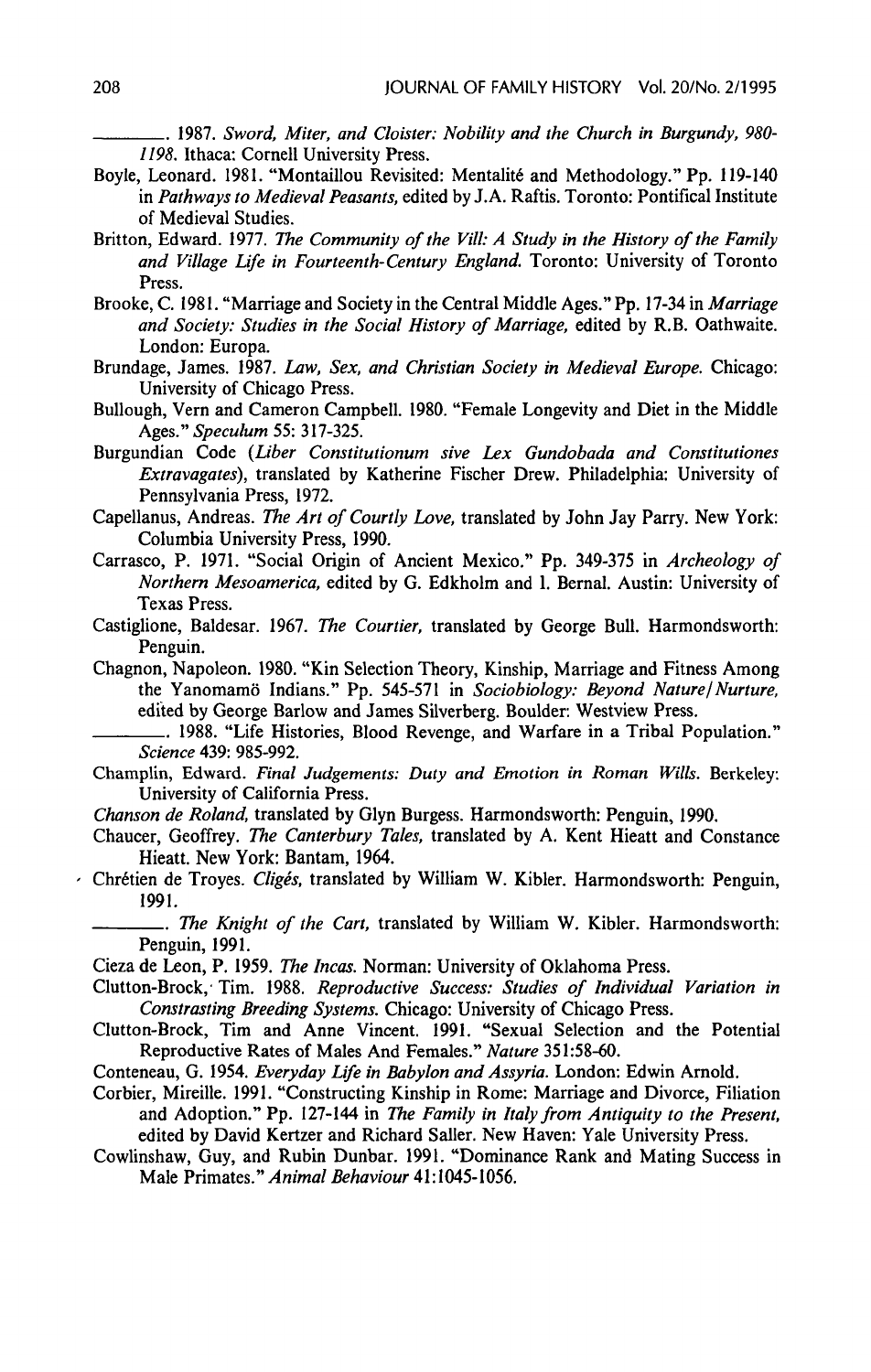———. 1987. *Sword, Miter, and Cloister: Nobility and the Church in Burgundy, 980-1198.* Ithaca: Cornell University Press.

Boyle, Leonard. 1981. "Montaillou Revisited: Mentalité and Methodology." Pp. 119-140 in *Pathways to Medieval Peasants,* edited by J.A. Raftis. Toronto: Pontifical Institute of Medieval Studies.

Britton, Edward. 1977. *The Community of the Vill: A Study in the History of the Family and Village Life in Fourteenth-Century England.* Toronto: University of Toronto Press.

Brooke, C. 1981. "Marriage and Society in the Central Middle Ages." Pp. 17-34 in *Marriage and Society: Studies in the Social History of Marriage,* edited by R.B. Oathwaite. London: Europa.

Brundage, James. 1987. *Law, Sex, and Christian Society in Medieval Europe.* Chicago: University of Chicago Press.

Bullough, Vern and Cameron Campbell. 1980. "Female Longevity and Diet in the Middle Ages." *Speculum* 55: 317-325.

Burgundian Code (*Liber Constitutionum sive Lex Gundobada and Constitutiones Extravagates*), translated by Katherine Fischer Drew. Philadelphia: University of Pennsylvania Press, 1972.

Capellanus, Andreas. *The Art of Courtly Love,* translated by John Jay Parry. New York: Columbia University Press, 1990.

Carrasco, P. 1971. "Social Origin of Ancient Mexico." Pp. 349-375 in *Archeology of Northern Mesoamerica,* edited by G. Edkholm and I. Bernal. Austin: University of Texas Press.

Castiglione, Baldesar. 1967. *The Courtier,* translated by George Bull. Harmondsworth: Penguin.

Chagnon, Napoleon. 1980. "Kin Selection Theory, Kinship, Marriage and Fitness Among the Yanomamö Indians." Pp. 545-571 in *Sociobiology: Beyond Nature/Nurture,* edited by George Barlow and James Silverberg. Boulder: Westview Press.

———. 1988. "Life Histories, Blood Revenge, and Warfare in a Tribal Population." *Science* 439: 985-992.

Champlin, Edward. *Final Judgements: Duty and Emotion in Roman Wills.* Berkeley: University of California Press.

*Chanson de Roland,* translated by Glyn Burgess. Harmondsworth: Penguin, 1990.

Chaucer, Geoffrey. *The Canterbury Tales,* translated by A. Kent Hieatt and Constance Hieatt. New York: Bantam, 1964.

Chrétien de Troyes. *Cligés,* translated by William W. Kibler. Harmondsworth: Penguin, 1991.

———. *The Knight of the Cart,* translated by William W. Kibler. Harmondsworth: Penguin, 1991.

Cieza de Leon, P. 1959. *The Incas.* Norman: University of Oklahoma Press.

Clutton-Brock, Tim. 1988. *Reproductive Success: Studies of Individual Variation in Constrasting Breeding Systems.* Chicago: University of Chicago Press.

Clutton-Brock, Tim and Anne Vincent. 1991. "Sexual Selection and the Potential Reproductive Rates of Males And Females." *Nature* 351:58-60.

Conteneau, G. 1954. *Everyday Life in Babylon and Assyria.* London: Edwin Arnold.

Corbier, Mireille. 1991. "Constructing Kinship in Rome: Marriage and Divorce, Filiation and Adoption." Pp. 127-144 in *The Family in Italy from Antiquity to the Present,* edited by David Kertzer and Richard Saller. New Haven: Yale University Press.

Cowlinshaw, Guy, and Rubin Dunbar. 1991. "Dominance Rank and Mating Success in Male Primates." *Animal Behaviour* 41:1045-1056.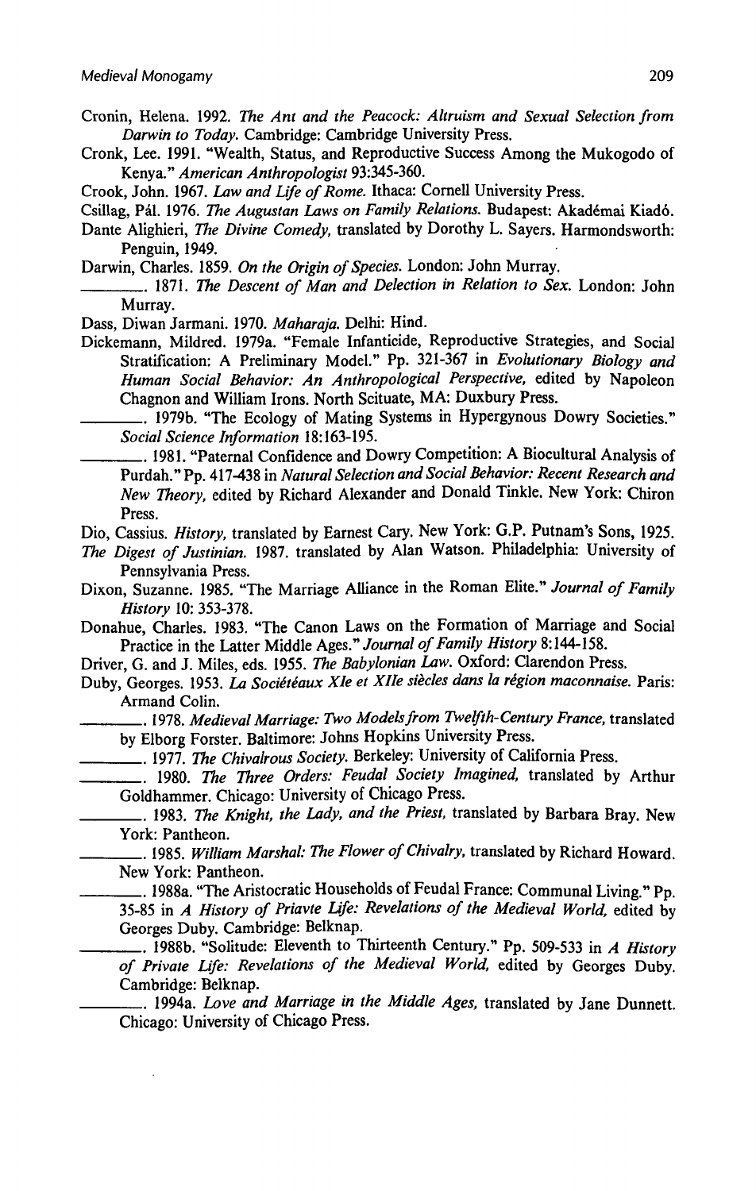Cronin, Helena. 1992. *The Ant and the Peacock: Altruism and Sexual Selection from Darwin to Today.* Cambridge: Cambridge University Press.

Cronk, Lee. 1991. "Wealth, Status, and Reproductive Success Among the Mukogodo of Kenya." *American Anthropologist* 93:345-360.

Crook, John. 1967. *Law and Life of Rome.* Ithaca: Cornell University Press.

Csillag, Pál. 1976. *The Augustan Laws on Family Relations.* Budapest: Akadémai Kiadó.

Dante Alighieri, *The Divine Comedy,* translated by Dorothy L. Sayers. Harmondsworth: Penguin, 1949.

Darwin, Charles. 1859. *On the Origin of Species.* London: John Murray.

________. 1871. *The Descent of Man and Delection in Relation to Sex.* London: John Murray.

Dass, Diwan Jarmani. 1970. *Maharaja.* Delhi: Hind.

Dickemann, Mildred. 1979a. "Female Infanticide, Reproductive Strategies, and Social Stratification: A Preliminary Model." Pp. 321-367 in *Evolutionary Biology and Human Social Behavior: An Anthropological Perspective,* edited by Napoleon Chagnon and William Irons. North Scituate, MA: Duxbury Press.

________. 1979b. "The Ecology of Mating Systems in Hypergynous Dowry Societies." *Social Science Information* 18:163-195.

________. 1981. "Paternal Confidence and Dowry Competition: A Biocultural Analysis of Purdah." Pp. 417-438 in *Natural Selection and Social Behavior: Recent Research and New Theory,* edited by Richard Alexander and Donald Tinkle. New York: Chiron Press.

Dio, Cassius. *History,* translated by Earnest Cary. New York: G.P. Putnam's Sons, 1925.

*The Digest of Justinian.* 1987. translated by Alan Watson. Philadelphia: University of Pennsylvania Press.

Dixon, Suzanne. 1985. "The Marriage Alliance in the Roman Elite." *Journal of Family History* 10: 353-378.

Donahue, Charles. 1983. "The Canon Laws on the Formation of Marriage and Social Practice in the Latter Middle Ages." *Journal of Family History* 8:144-158.

Driver, G. and J. Miles, eds. 1955. *The Babylonian Law.* Oxford: Clarendon Press.

Duby, Georges. 1953. *La Sociétéaux XIe et XIIe siècles dans la région maconnaise.* Paris: Armand Colin.

________. 1978. *Medieval Marriage: Two Models from Twelfth-Century France,* translated by Elborg Forster. Baltimore: Johns Hopkins University Press.

________. 1977. *The Chivalrous Society.* Berkeley: University of California Press.

________. 1980. *The Three Orders: Feudal Society Imagined,* translated by Arthur Goldhammer. Chicago: University of Chicago Press.

________. 1983. *The Knight, the Lady, and the Priest,* translated by Barbara Bray. New York: Pantheon.

________. 1985. *William Marshal: The Flower of Chivalry,* translated by Richard Howard. New York: Pantheon.

________. 1988a. "The Aristocratic Households of Feudal France: Communal Living." Pp. 35-85 in *A History of Priavte Life: Revelations of the Medieval World,* edited by Georges Duby. Cambridge: Belknap.

________. 1988b. "Solitude: Eleventh to Thirteenth Century." Pp. 509-533 in *A History of Private Life: Revelations of the Medieval World,* edited by Georges Duby. Cambridge: Belknap.

________. 1994a. *Love and Marriage in the Middle Ages,* translated by Jane Dunnett. Chicago: University of Chicago Press.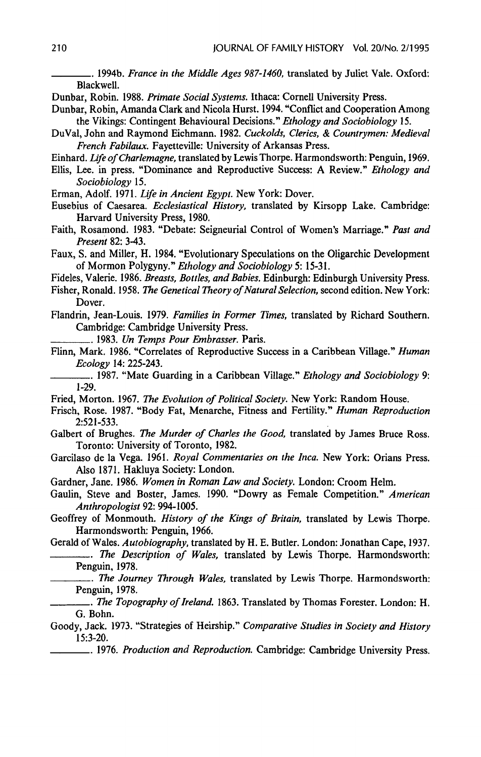________. 1994b. *France in the Middle Ages 987-1460*, translated by Juliet Vale. Oxford: Blackwell.

Dunbar, Robin. 1988. *Primate Social Systems*. Ithaca: Cornell University Press.

Dunbar, Robin, Amanda Clark and Nicola Hurst. 1994. "Conflict and Cooperation Among the Vikings: Contingent Behavioural Decisions." *Ethology and Sociobiology* 15.

DuVal, John and Raymond Eichmann. 1982. *Cuckolds, Clerics, & Countrymen: Medieval French Fabilaux*. Fayetteville: University of Arkansas Press.

Einhard. *Life of Charlemagne*, translated by Lewis Thorpe. Harmondsworth: Penguin, 1969.

Ellis, Lee. in press. "Dominance and Reproductive Success: A Review." *Ethology and Sociobiology* 15.

Erman, Adolf. 1971. *Life in Ancient Egypt*. New York: Dover.

Eusebius of Caesarea. *Ecclesiastical History*, translated by Kirsopp Lake. Cambridge: Harvard University Press, 1980.

Faith, Rosamond. 1983. "Debate: Seigneurial Control of Women's Marriage." *Past and Present* 82: 3-43.

Faux, S. and Miller, H. 1984. "Evolutionary Speculations on the Oligarchic Development of Mormon Polygyny." *Ethology and Sociobiology* 5: 15-31.

Fideles, Valerie. 1986. *Breasts, Bottles, and Babies*. Edinburgh: Edinburgh University Press.

Fisher, Ronald. 1958. *The Genetical Theory of Natural Selection*, second edition. New York: Dover.

Flandrin, Jean-Louis. 1979. *Families in Former Times*, translated by Richard Southern. Cambridge: Cambridge University Press.

________. 1983. *Un Temps Pour Embrasser*. Paris.

Flinn, Mark. 1986. "Correlates of Reproductive Success in a Caribbean Village." *Human Ecology* 14: 225-243.

________. 1987. "Mate Guarding in a Caribbean Village." *Ethology and Sociobiology* 9: 1-29.

Fried, Morton. 1967. *The Evolution of Political Society*. New York: Random House.

Frisch, Rose. 1987. "Body Fat, Menarche, Fitness and Fertility." *Human Reproduction* 2:521-533.

Galbert of Brughes. *The Murder of Charles the Good*, translated by James Bruce Ross. Toronto: University of Toronto, 1982.

Garcilaso de la Vega. 1961. *Royal Commentaries on the Inca*. New York: Orians Press. Also 1871. Hakluya Society: London.

Gardner, Jane. 1986. *Women in Roman Law and Society*. London: Croom Helm.

Gaulin, Steve and Boster, James. 1990. "Dowry as Female Competition." *American Anthropologist* 92: 994-1005.

Geoffrey of Monmouth. *History of the Kings of Britain*, translated by Lewis Thorpe. Harmondsworth: Penguin, 1966.

Gerald of Wales. *Autobiography*, translated by H. E. Butler. London: Jonathan Cape, 1937.

________. *The Description of Wales*, translated by Lewis Thorpe. Harmondsworth: Penguin, 1978.

________. *The Journey Through Wales*, translated by Lewis Thorpe. Harmondsworth: Penguin, 1978.

________. *The Topography of Ireland*. 1863. Translated by Thomas Forester. London: H. G. Bohn.

Goody, Jack. 1973. "Strategies of Heirship." *Comparative Studies in Society and History* 15:3-20.

________. 1976. *Production and Reproduction*. Cambridge: Cambridge University Press.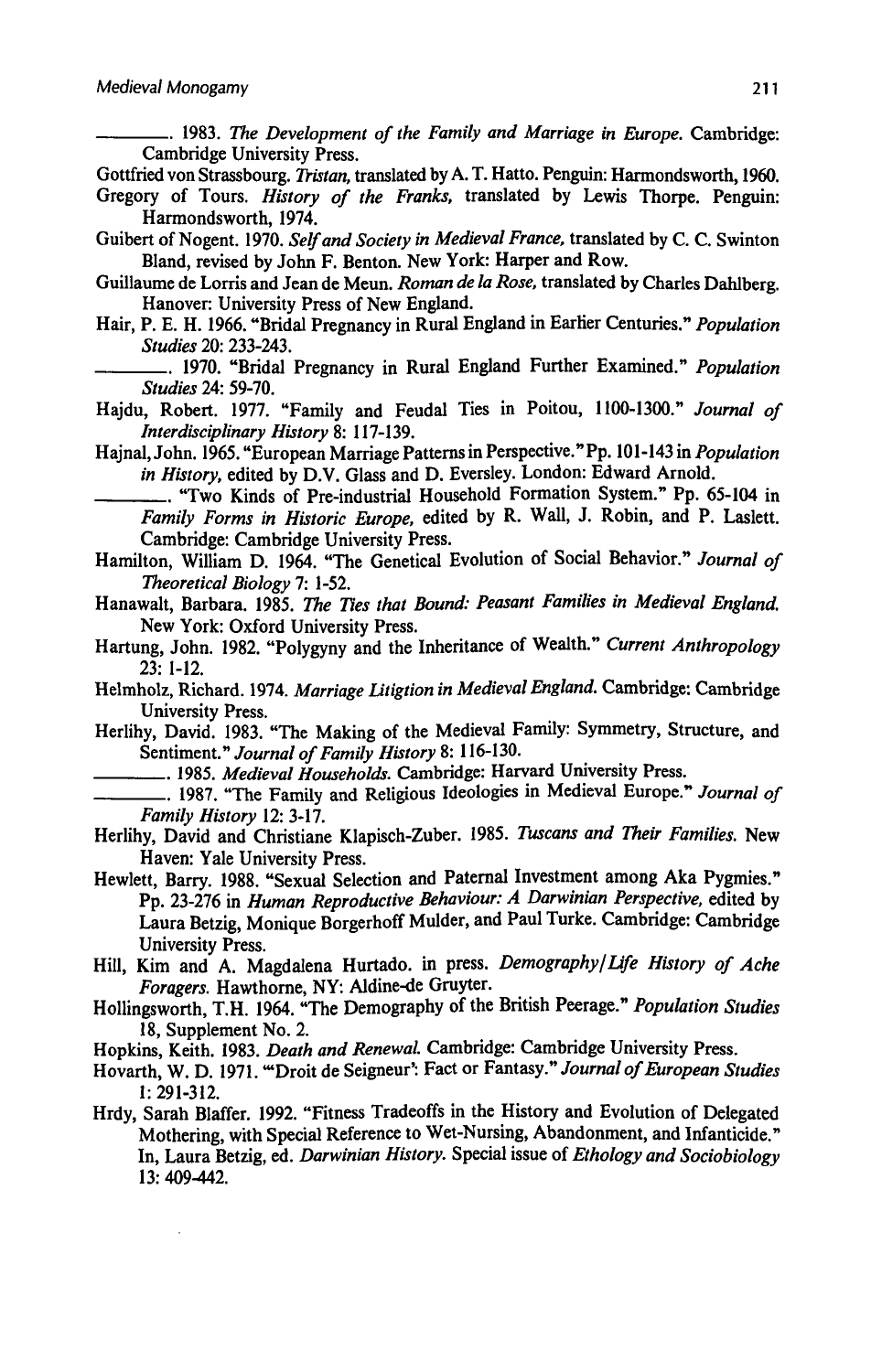———. 1983. *The Development of the Family and Marriage in Europe.* Cambridge: Cambridge University Press.

Gottfried von Strassbourg. *Tristan,* translated by A. T. Hatto. Penguin: Harmondsworth, 1960.

Gregory of Tours. *History of the Franks,* translated by Lewis Thorpe. Penguin: Harmondsworth, 1974.

Guibert of Nogent. 1970. *Self and Society in Medieval France,* translated by C. C. Swinton Bland, revised by John F. Benton. New York: Harper and Row.

Guillaume de Lorris and Jean de Meun. *Roman de la Rose,* translated by Charles Dahlberg. Hanover: University Press of New England.

Hair, P. E. H. 1966. "Bridal Pregnancy in Rural England in Earlier Centuries." *Population Studies* 20: 233-243.

———. 1970. "Bridal Pregnancy in Rural England Further Examined." *Population Studies* 24: 59-70.

Hajdu, Robert. 1977. "Family and Feudal Ties in Poitou, 1100-1300." *Journal of Interdisciplinary History* 8: 117-139.

Hajnal, John. 1965. "European Marriage Patterns in Perspective." Pp. 101-143 in *Population in History,* edited by D.V. Glass and D. Eversley. London: Edward Arnold.

———. "Two Kinds of Pre-industrial Household Formation System." Pp. 65-104 in *Family Forms in Historic Europe,* edited by R. Wall, J. Robin, and P. Laslett. Cambridge: Cambridge University Press.

Hamilton, William D. 1964. "The Genetical Evolution of Social Behavior." *Journal of Theoretical Biology* 7: 1-52.

Hanawalt, Barbara. 1985. *The Ties that Bound: Peasant Families in Medieval England.* New York: Oxford University Press.

Hartung, John. 1982. "Polygyny and the Inheritance of Wealth." *Current Anthropology* 23: 1-12.

Helmholz, Richard. 1974. *Marriage Litigtion in Medieval England.* Cambridge: Cambridge University Press.

Herlihy, David. 1983. "The Making of the Medieval Family: Symmetry, Structure, and Sentiment." *Journal of Family History* 8: 116-130.

———. 1985. *Medieval Households.* Cambridge: Harvard University Press.

———. 1987. "The Family and Religious Ideologies in Medieval Europe." *Journal of Family History* 12: 3-17.

Herlihy, David and Christiane Klapisch-Zuber. 1985. *Tuscans and Their Families.* New Haven: Yale University Press.

Hewlett, Barry. 1988. "Sexual Selection and Paternal Investment among Aka Pygmies." Pp. 23-276 in *Human Reproductive Behaviour: A Darwinian Perspective,* edited by Laura Betzig, Monique Borgerhoff Mulder, and Paul Turke. Cambridge: Cambridge University Press.

Hill, Kim and A. Magdalena Hurtado. in press. *Demography/Life History of Ache Foragers.* Hawthorne, NY: Aldine-de Gruyter.

Hollingsworth, T.H. 1964. "The Demography of the British Peerage." *Population Studies* 18, Supplement No. 2.

Hopkins, Keith. 1983. *Death and Renewal.* Cambridge: Cambridge University Press.

Hovarth, W. D. 1971. "'Droit de Seigneur': Fact or Fantasy." *Journal of European Studies* 1: 291-312.

Hrdy, Sarah Blaffer. 1992. "Fitness Tradeoffs in the History and Evolution of Delegated Mothering, with Special Reference to Wet-Nursing, Abandonment, and Infanticide." In, Laura Betzig, ed. *Darwinian History.* Special issue of *Ethology and Sociobiology* 13: 409-442.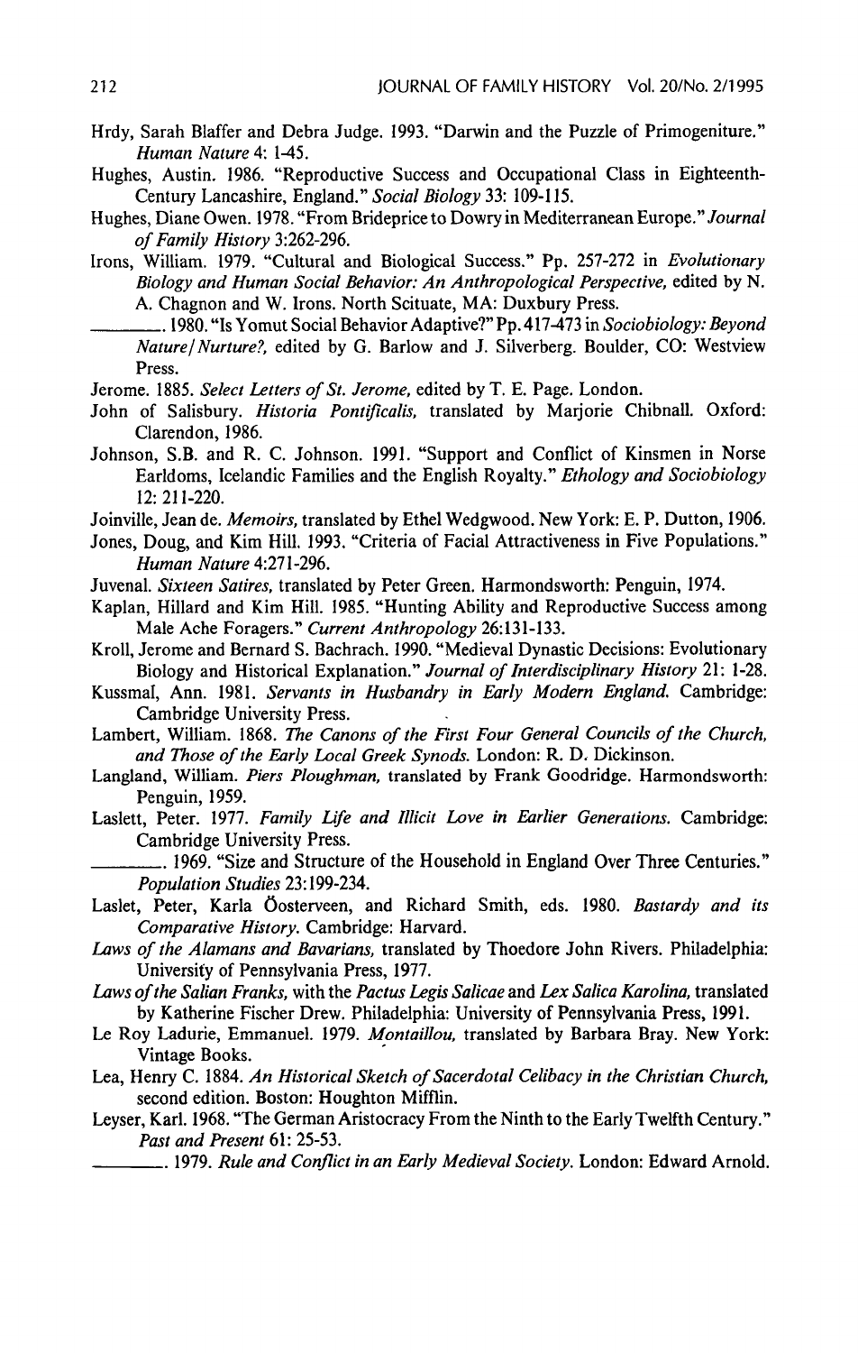Hrdy, Sarah Blaffer and Debra Judge. 1993. "Darwin and the Puzzle of Primogeniture." *Human Nature* 4: 1-45.

Hughes, Austin. 1986. "Reproductive Success and Occupational Class in Eighteenth-Century Lancashire, England." *Social Biology* 33: 109-115.

Hughes, Diane Owen. 1978. "From Brideprice to Dowry in Mediterranean Europe." *Journal of Family History* 3:262-296.

Irons, William. 1979. "Cultural and Biological Success." Pp. 257-272 in *Evolutionary Biology and Human Social Behavior: An Anthropological Perspective*, edited by N. A. Chagnon and W. Irons. North Scituate, MA: Duxbury Press.

———. 1980. "Is Yomut Social Behavior Adaptive?" Pp. 417-473 in *Sociobiology: Beyond Nature/Nurture?*, edited by G. Barlow and J. Silverberg. Boulder, CO: Westview Press.

Jerome. 1885. *Select Letters of St. Jerome*, edited by T. E. Page. London.

John of Salisbury. *Historia Pontificalis*, translated by Marjorie Chibnall. Oxford: Clarendon, 1986.

Johnson, S.B. and R. C. Johnson. 1991. "Support and Conflict of Kinsmen in Norse Earldoms, Icelandic Families and the English Royalty." *Ethology and Sociobiology* 12: 211-220.

Joinville, Jean de. *Memoirs*, translated by Ethel Wedgwood. New York: E. P. Dutton, 1906.

Jones, Doug, and Kim Hill. 1993. "Criteria of Facial Attractiveness in Five Populations." *Human Nature* 4:271-296.

Juvenal. *Sixteen Satires*, translated by Peter Green. Harmondsworth: Penguin, 1974.

Kaplan, Hillard and Kim Hill. 1985. "Hunting Ability and Reproductive Success among Male Ache Foragers." *Current Anthropology* 26:131-133.

Kroll, Jerome and Bernard S. Bachrach. 1990. "Medieval Dynastic Decisions: Evolutionary Biology and Historical Explanation." *Journal of Interdisciplinary History* 21: 1-28.

Kussmal, Ann. 1981. *Servants in Husbandry in Early Modern England.* Cambridge: Cambridge University Press.

Lambert, William. 1868. *The Canons of the First Four General Councils of the Church, and Those of the Early Local Greek Synods.* London: R. D. Dickinson.

Langland, William. *Piers Ploughman*, translated by Frank Goodridge. Harmondsworth: Penguin, 1959.

Laslett, Peter. 1977. *Family Life and Illicit Love in Earlier Generations.* Cambridge: Cambridge University Press.

———. 1969. "Size and Structure of the Household in England Over Three Centuries." *Population Studies* 23:199-234.

Laslet, Peter, Karla Öosterveen, and Richard Smith, eds. 1980. *Bastardy and its Comparative History.* Cambridge: Harvard.

*Laws of the Alamans and Bavarians*, translated by Thoedore John Rivers. Philadelphia: University of Pennsylvania Press, 1977.

*Laws of the Salian Franks*, with the *Pactus Legis Salicae* and *Lex Salica Karolina*, translated by Katherine Fischer Drew. Philadelphia: University of Pennsylvania Press, 1991.

Le Roy Ladurie, Emmanuel. 1979. *Montaillou*, translated by Barbara Bray. New York: Vintage Books.

Lea, Henry C. 1884. *An Historical Sketch of Sacerdotal Celibacy in the Christian Church*, second edition. Boston: Houghton Mifflin.

Leyser, Karl. 1968. "The German Aristocracy From the Ninth to the Early Twelfth Century." *Past and Present* 61: 25-53.

———. 1979. *Rule and Conflict in an Early Medieval Society.* London: Edward Arnold.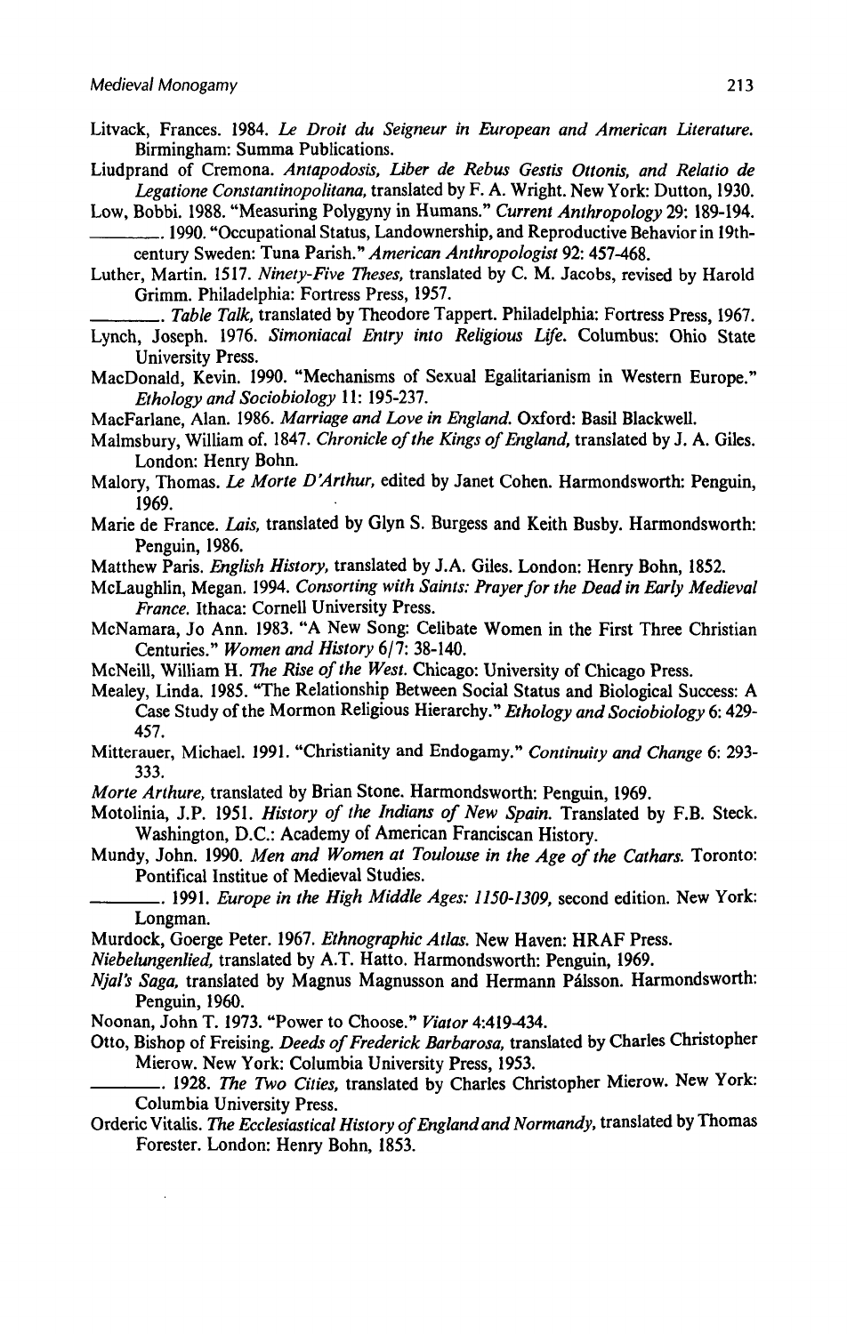Litvack, Frances. 1984. *Le Droit du Seigneur in European and American Literature.* Birmingham: Summa Publications.

Liudprand of Cremona. *Antapodosis, Liber de Rebus Gestis Ottonis, and Relatio de Legatione Constantinopolitana,* translated by F. A. Wright. New York: Dutton, 1930.

Low, Bobbi. 1988. "Measuring Polygyny in Humans." *Current Anthropology* 29: 189-194.

———. 1990. "Occupational Status, Landownership, and Reproductive Behavior in 19th-century Sweden: Tuna Parish." *American Anthropologist* 92: 457-468.

Luther, Martin. 1517. *Ninety-Five Theses,* translated by C. M. Jacobs, revised by Harold Grimm. Philadelphia: Fortress Press, 1957.

———. *Table Talk,* translated by Theodore Tappert. Philadelphia: Fortress Press, 1967.

Lynch, Joseph. 1976. *Simoniacal Entry into Religious Life.* Columbus: Ohio State University Press.

MacDonald, Kevin. 1990. "Mechanisms of Sexual Egalitarianism in Western Europe." *Ethology and Sociobiology* 11: 195-237.

MacFarlane, Alan. 1986. *Marriage and Love in England.* Oxford: Basil Blackwell.

Malmsbury, William of. 1847. *Chronicle of the Kings of England,* translated by J. A. Giles. London: Henry Bohn.

Malory, Thomas. *Le Morte D'Arthur,* edited by Janet Cohen. Harmondsworth: Penguin, 1969.

Marie de France. *Lais,* translated by Glyn S. Burgess and Keith Busby. Harmondsworth: Penguin, 1986.

Matthew Paris. *English History,* translated by J.A. Giles. London: Henry Bohn, 1852.

McLaughlin, Megan. 1994. *Consorting with Saints: Prayer for the Dead in Early Medieval France.* Ithaca: Cornell University Press.

McNamara, Jo Ann. 1983. "A New Song: Celibate Women in the First Three Christian Centuries." *Women and History* 6/7: 38-140.

McNeill, William H. *The Rise of the West.* Chicago: University of Chicago Press.

Mealey, Linda. 1985. "The Relationship Between Social Status and Biological Success: A Case Study of the Mormon Religious Hierarchy." *Ethology and Sociobiology* 6: 429-457.

Mitterauer, Michael. 1991. "Christianity and Endogamy." *Continuity and Change* 6: 293-333.

*Morte Arthure,* translated by Brian Stone. Harmondsworth: Penguin, 1969.

Motolinia, J.P. 1951. *History of the Indians of New Spain.* Translated by F.B. Steck. Washington, D.C.: Academy of American Franciscan History.

Mundy, John. 1990. *Men and Women at Toulouse in the Age of the Cathars.* Toronto: Pontifical Institue of Medieval Studies.

———. 1991. *Europe in the High Middle Ages: 1150-1309,* second edition. New York: Longman.

Murdock, Goerge Peter. 1967. *Ethnographic Atlas.* New Haven: HRAF Press.

*Niebelungenlied,* translated by A.T. Hatto. Harmondsworth: Penguin, 1969.

*Njal's Saga,* translated by Magnus Magnusson and Hermann Pálsson. Harmondsworth: Penguin, 1960.

Noonan, John T. 1973. "Power to Choose." *Viator* 4:419-434.

Otto, Bishop of Freising. *Deeds of Frederick Barbarosa,* translated by Charles Christopher Mierow. New York: Columbia University Press, 1953.

———. 1928. *The Two Cities,* translated by Charles Christopher Mierow. New York: Columbia University Press.

Orderic Vitalis. *The Ecclesiastical History of England and Normandy,* translated by Thomas Forester. London: Henry Bohn, 1853.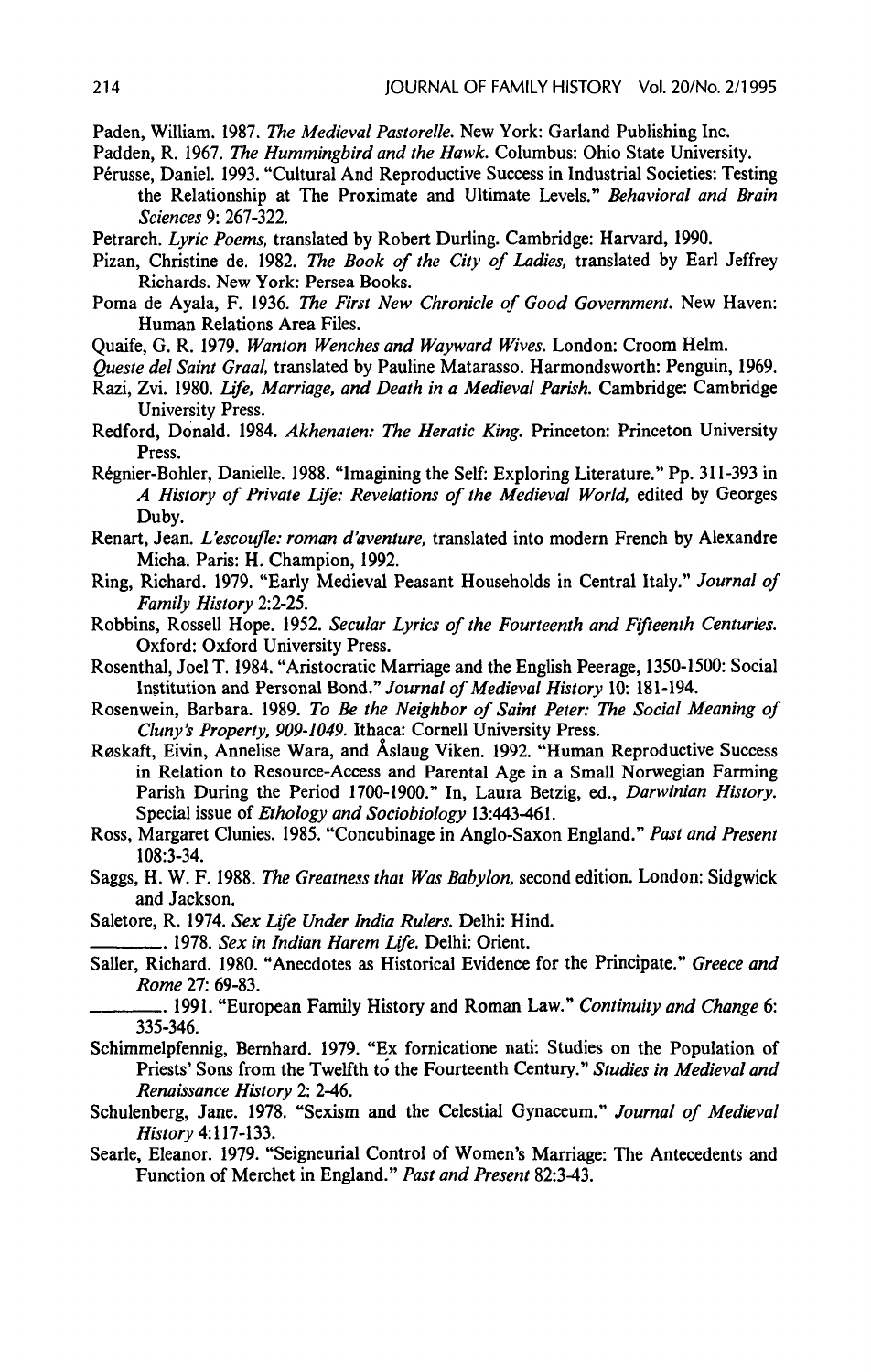Paden, William. 1987. *The Medieval Pastorelle.* New York: Garland Publishing Inc.

Padden, R. 1967. *The Hummingbird and the Hawk.* Columbus: Ohio State University.

Pérusse, Daniel. 1993. "Cultural And Reproductive Success in Industrial Societies: Testing the Relationship at The Proximate and Ultimate Levels." *Behavioral and Brain Sciences* 9: 267-322.

Petrarch. *Lyric Poems,* translated by Robert Durling. Cambridge: Harvard, 1990.

Pizan, Christine de. 1982. *The Book of the City of Ladies,* translated by Earl Jeffrey Richards. New York: Persea Books.

Poma de Ayala, F. 1936. *The First New Chronicle of Good Government.* New Haven: Human Relations Area Files.

Quaife, G. R. 1979. *Wanton Wenches and Wayward Wives.* London: Croom Helm.

*Queste del Saint Graal,* translated by Pauline Matarasso. Harmondsworth: Penguin, 1969.

Razi, Zvi. 1980. *Life, Marriage, and Death in a Medieval Parish.* Cambridge: Cambridge University Press.

Redford, Donald. 1984. *Akhenaten: The Heratic King.* Princeton: Princeton University Press.

Régnier-Bohler, Danielle. 1988. "Imagining the Self: Exploring Literature." Pp. 311-393 in *A History of Private Life: Revelations of the Medieval World,* edited by Georges Duby.

Renart, Jean. *L'escoufle: roman d'aventure,* translated into modern French by Alexandre Micha. Paris: H. Champion, 1992.

Ring, Richard. 1979. "Early Medieval Peasant Households in Central Italy." *Journal of Family History* 2:2-25.

Robbins, Rossell Hope. 1952. *Secular Lyrics of the Fourteenth and Fifteenth Centuries.* Oxford: Oxford University Press.

Rosenthal, Joel T. 1984. "Aristocratic Marriage and the English Peerage, 1350-1500: Social Institution and Personal Bond." *Journal of Medieval History* 10: 181-194.

Rosenwein, Barbara. 1989. *To Be the Neighbor of Saint Peter: The Social Meaning of Cluny's Property, 909-1049.* Ithaca: Cornell University Press.

Røskaft, Eivin, Annelise Wara, and Åslaug Viken. 1992. "Human Reproductive Success in Relation to Resource-Access and Parental Age in a Small Norwegian Farming Parish During the Period 1700-1900." In, Laura Betzig, ed., *Darwinian History.* Special issue of *Ethology and Sociobiology* 13:443-461.

Ross, Margaret Clunies. 1985. "Concubinage in Anglo-Saxon England." *Past and Present* 108:3-34.

Saggs, H. W. F. 1988. *The Greatness that Was Babylon,* second edition. London: Sidgwick and Jackson.

Saletore, R. 1974. *Sex Life Under India Rulers.* Delhi: Hind.

———. 1978. *Sex in Indian Harem Life.* Delhi: Orient.

Saller, Richard. 1980. "Anecdotes as Historical Evidence for the Principate." *Greece and Rome* 27: 69-83.

———. 1991. "European Family History and Roman Law." *Continuity and Change* 6: 335-346.

Schimmelpfennig, Bernhard. 1979. "Ex fornicatione nati: Studies on the Population of Priests' Sons from the Twelfth to the Fourteenth Century." *Studies in Medieval and Renaissance History* 2: 2-46.

Schulenberg, Jane. 1978. "Sexism and the Celestial Gynaceum." *Journal of Medieval History* 4:117-133.

Searle, Eleanor. 1979. "Seigneurial Control of Women's Marriage: The Antecedents and Function of Merchet in England." *Past and Present* 82:3-43.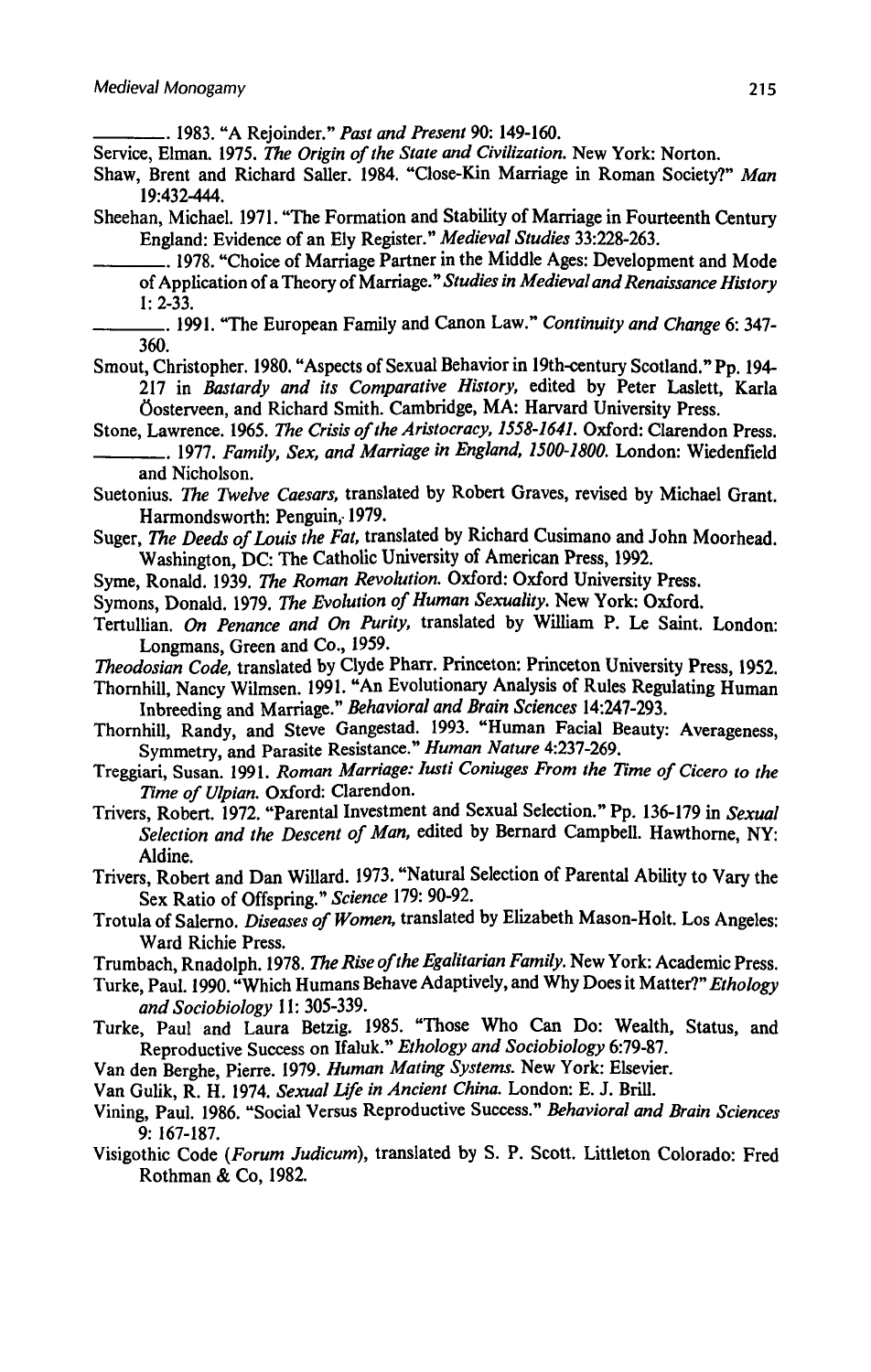———. 1983. "A Rejoinder." *Past and Present* 90: 149-160.

Service, Elman. 1975. *The Origin of the State and Civilization.* New York: Norton.

Shaw, Brent and Richard Saller. 1984. "Close-Kin Marriage in Roman Society?" *Man* 19:432-444.

Sheehan, Michael. 1971. "The Formation and Stability of Marriage in Fourteenth Century England: Evidence of an Ely Register." *Medieval Studies* 33:228-263.

———. 1978. "Choice of Marriage Partner in the Middle Ages: Development and Mode of Application of a Theory of Marriage." *Studies in Medieval and Renaissance History* 1: 2-33.

———. 1991. "The European Family and Canon Law." *Continuity and Change* 6: 347-360.

Smout, Christopher. 1980. "Aspects of Sexual Behavior in 19th-century Scotland." Pp. 194-217 in *Bastardy and its Comparative History,* edited by Peter Laslett, Karla Öosterveen, and Richard Smith. Cambridge, MA: Harvard University Press.

Stone, Lawrence. 1965. *The Crisis of the Aristocracy, 1558-1641.* Oxford: Clarendon Press.

———. 1977. *Family, Sex, and Marriage in England, 1500-1800.* London: Wiedenfield and Nicholson.

Suetonius. *The Twelve Caesars,* translated by Robert Graves, revised by Michael Grant. Harmondsworth: Penguin, 1979.

Suger, *The Deeds of Louis the Fat,* translated by Richard Cusimano and John Moorhead. Washington, DC: The Catholic University of American Press, 1992.

Syme, Ronald. 1939. *The Roman Revolution.* Oxford: Oxford University Press.

Symons, Donald. 1979. *The Evolution of Human Sexuality.* New York: Oxford.

Tertullian. *On Penance and On Purity,* translated by William P. Le Saint. London: Longmans, Green and Co., 1959.

*Theodosian Code,* translated by Clyde Pharr. Princeton: Princeton University Press, 1952.

Thornhill, Nancy Wilmsen. 1991. "An Evolutionary Analysis of Rules Regulating Human Inbreeding and Marriage." *Behavioral and Brain Sciences* 14:247-293.

Thornhill, Randy, and Steve Gangestad. 1993. "Human Facial Beauty: Averageness, Symmetry, and Parasite Resistance." *Human Nature* 4:237-269.

Treggiari, Susan. 1991. *Roman Marriage: Iusti Coniuges From the Time of Cicero to the Time of Ulpian.* Oxford: Clarendon.

Trivers, Robert. 1972. "Parental Investment and Sexual Selection." Pp. 136-179 in *Sexual Selection and the Descent of Man,* edited by Bernard Campbell. Hawthorne, NY: Aldine.

Trivers, Robert and Dan Willard. 1973. "Natural Selection of Parental Ability to Vary the Sex Ratio of Offspring." *Science* 179: 90-92.

Trotula of Salerno. *Diseases of Women,* translated by Elizabeth Mason-Holt. Los Angeles: Ward Richie Press.

Trumbach, Rnadolph. 1978. *The Rise of the Egalitarian Family.* New York: Academic Press.

Turke, Paul. 1990. "Which Humans Behave Adaptively, and Why Does it Matter?" *Ethology and Sociobiology* 11: 305-339.

Turke, Paul and Laura Betzig. 1985. "Those Who Can Do: Wealth, Status, and Reproductive Success on Ifaluk." *Ethology and Sociobiology* 6:79-87.

Van den Berghe, Pierre. 1979. *Human Mating Systems.* New York: Elsevier.

Van Gulik, R. H. 1974. *Sexual Life in Ancient China.* London: E. J. Brill.

Vining, Paul. 1986. "Social Versus Reproductive Success." *Behavioral and Brain Sciences* 9: 167-187.

Visigothic Code (*Forum Judicum*), translated by S. P. Scott. Littleton Colorado: Fred Rothman & Co, 1982.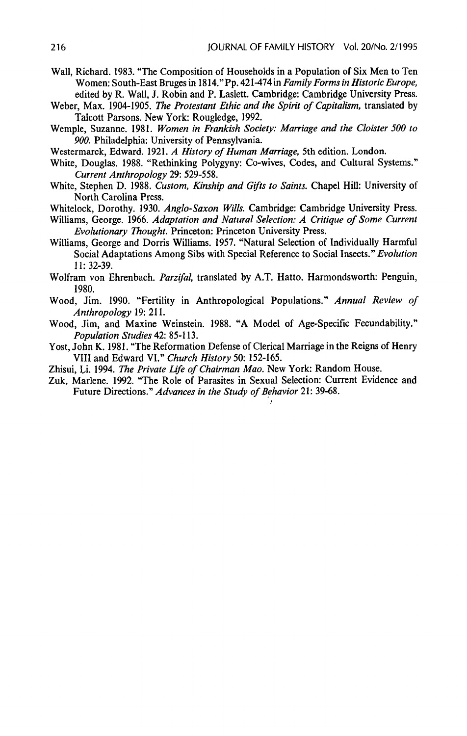Wall, Richard. 1983. "The Composition of Households in a Population of Six Men to Ten Women: South-East Bruges in 1814." Pp. 421-474 in *Family Forms in Historic Europe*, edited by R. Wall, J. Robin and P. Laslett. Cambridge: Cambridge University Press.

Weber, Max. 1904-1905. *The Protestant Ethic and the Spirit of Capitalism*, translated by Talcott Parsons. New York: Rougledge, 1992.

Wemple, Suzanne. 1981. *Women in Frankish Society: Marriage and the Cloister 500 to 900*. Philadelphia: University of Pennsylvania.

Westermarck, Edward. 1921. *A History of Human Marriage*, 5th edition. London.

White, Douglas. 1988. "Rethinking Polygyny: Co-wives, Codes, and Cultural Systems." *Current Anthropology* 29: 529-558.

White, Stephen D. 1988. *Custom, Kinship and Gifts to Saints*. Chapel Hill: University of North Carolina Press.

Whitelock, Dorothy. 1930. *Anglo-Saxon Wills*. Cambridge: Cambridge University Press.

Williams, George. 1966. *Adaptation and Natural Selection: A Critique of Some Current Evolutionary Thought*. Princeton: Princeton University Press.

Williams, George and Dorris Williams. 1957. "Natural Selection of Individually Harmful Social Adaptations Among Sibs with Special Reference to Social Insects." *Evolution* 11: 32-39.

Wolfram von Ehrenbach. *Parzifal*, translated by A.T. Hatto. Harmondsworth: Penguin, 1980.

Wood, Jim. 1990. "Fertility in Anthropological Populations." *Annual Review of Anthropology* 19: 211.

Wood, Jim, and Maxine Weinstein. 1988. "A Model of Age-Specific Fecundability." *Population Studies* 42: 85-113.

Yost, John K. 1981. "The Reformation Defense of Clerical Marriage in the Reigns of Henry VIII and Edward VI." *Church History* 50: 152-165.

Zhisui, Li. 1994. *The Private Life of Chairman Mao*. New York: Random House.

Zuk, Marlene. 1992. "The Role of Parasites in Sexual Selection: Current Evidence and Future Directions." *Advances in the Study of Behavior* 21: 39-68.